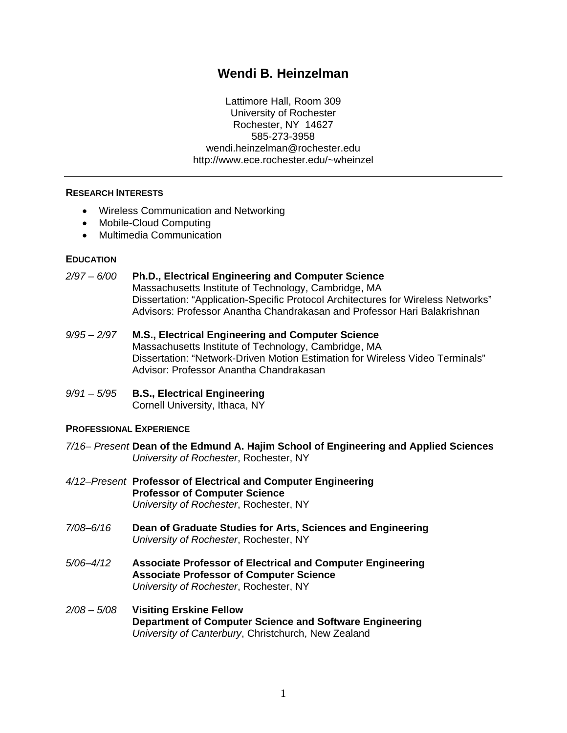# Wendi B. Heinzelman

Lattimore Hall, Room 309
University of Rochester
Rochester, NY 14627
585-273-3958
wendi.heinzelman@rochester.edu
http://www.ece.rochester.edu/~wheinzel

---

## RESEARCH INTERESTS

- Wireless Communication and Networking
- Mobile-Cloud Computing
- Multimedia Communication

## EDUCATION

*2/97 – 6/00* **Ph.D., Electrical Engineering and Computer Science**
Massachusetts Institute of Technology, Cambridge, MA
Dissertation: "Application-Specific Protocol Architectures for Wireless Networks"
Advisors: Professor Anantha Chandrakasan and Professor Hari Balakrishnan

*9/95 – 2/97* **M.S., Electrical Engineering and Computer Science**
Massachusetts Institute of Technology, Cambridge, MA
Dissertation: "Network-Driven Motion Estimation for Wireless Video Terminals"
Advisor: Professor Anantha Chandrakasan

*9/91 – 5/95* **B.S., Electrical Engineering**
Cornell University, Ithaca, NY

## PROFESSIONAL EXPERIENCE

*7/16– Present* **Dean of the Edmund A. Hajim School of Engineering and Applied Sciences**
*University of Rochester*, Rochester, NY

*4/12–Present* **Professor of Electrical and Computer Engineering**
**Professor of Computer Science**
*University of Rochester*, Rochester, NY

*7/08–6/16* **Dean of Graduate Studies for Arts, Sciences and Engineering**
*University of Rochester*, Rochester, NY

*5/06–4/12* **Associate Professor of Electrical and Computer Engineering**
**Associate Professor of Computer Science**
*University of Rochester*, Rochester, NY

*2/08 – 5/08* **Visiting Erskine Fellow**
**Department of Computer Science and Software Engineering**
*University of Canterbury*, Christchurch, New Zealand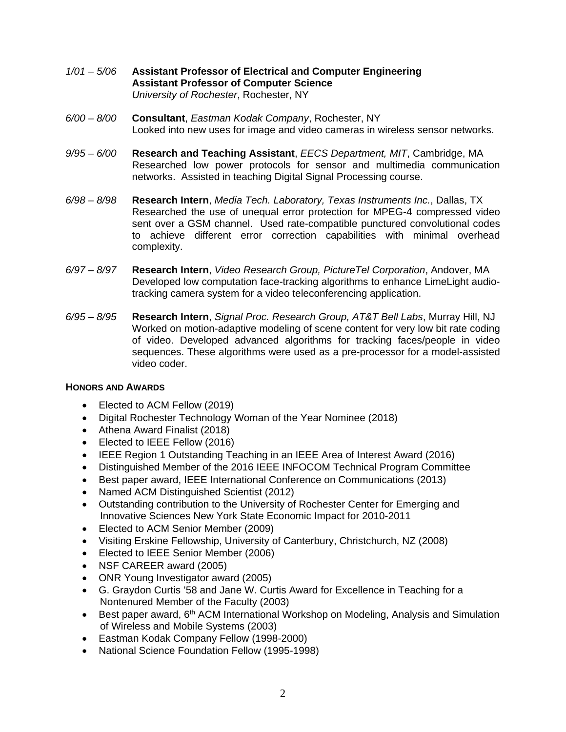*1/01 – 5/06* **Assistant Professor of Electrical and Computer Engineering**
**Assistant Professor of Computer Science**
*University of Rochester*, Rochester, NY

*6/00 – 8/00* **Consultant**, *Eastman Kodak Company*, Rochester, NY
Looked into new uses for image and video cameras in wireless sensor networks.

*9/95 – 6/00* **Research and Teaching Assistant**, *EECS Department, MIT*, Cambridge, MA
Researched low power protocols for sensor and multimedia communication networks. Assisted in teaching Digital Signal Processing course.

*6/98 – 8/98* **Research Intern**, *Media Tech. Laboratory, Texas Instruments Inc.*, Dallas, TX
Researched the use of unequal error protection for MPEG-4 compressed video sent over a GSM channel. Used rate-compatible punctured convolutional codes to achieve different error correction capabilities with minimal overhead complexity.

*6/97 – 8/97* **Research Intern**, *Video Research Group, PictureTel Corporation*, Andover, MA
Developed low computation face-tracking algorithms to enhance LimeLight audio-tracking camera system for a video teleconferencing application.

*6/95 – 8/95* **Research Intern**, *Signal Proc. Research Group, AT&T Bell Labs*, Murray Hill, NJ
Worked on motion-adaptive modeling of scene content for very low bit rate coding of video. Developed advanced algorithms for tracking faces/people in video sequences. These algorithms were used as a pre-processor for a model-assisted video coder.

**HONORS AND AWARDS**

- Elected to ACM Fellow (2019)
- Digital Rochester Technology Woman of the Year Nominee (2018)
- Athena Award Finalist (2018)
- Elected to IEEE Fellow (2016)
- IEEE Region 1 Outstanding Teaching in an IEEE Area of Interest Award (2016)
- Distinguished Member of the 2016 IEEE INFOCOM Technical Program Committee
- Best paper award, IEEE International Conference on Communications (2013)
- Named ACM Distinguished Scientist (2012)
- Outstanding contribution to the University of Rochester Center for Emerging and Innovative Sciences New York State Economic Impact for 2010-2011
- Elected to ACM Senior Member (2009)
- Visiting Erskine Fellowship, University of Canterbury, Christchurch, NZ (2008)
- Elected to IEEE Senior Member (2006)
- NSF CAREER award (2005)
- ONR Young Investigator award (2005)
- G. Graydon Curtis '58 and Jane W. Curtis Award for Excellence in Teaching for a Nontenured Member of the Faculty (2003)
- Best paper award, 6th ACM International Workshop on Modeling, Analysis and Simulation of Wireless and Mobile Systems (2003)
- Eastman Kodak Company Fellow (1998-2000)
- National Science Foundation Fellow (1995-1998)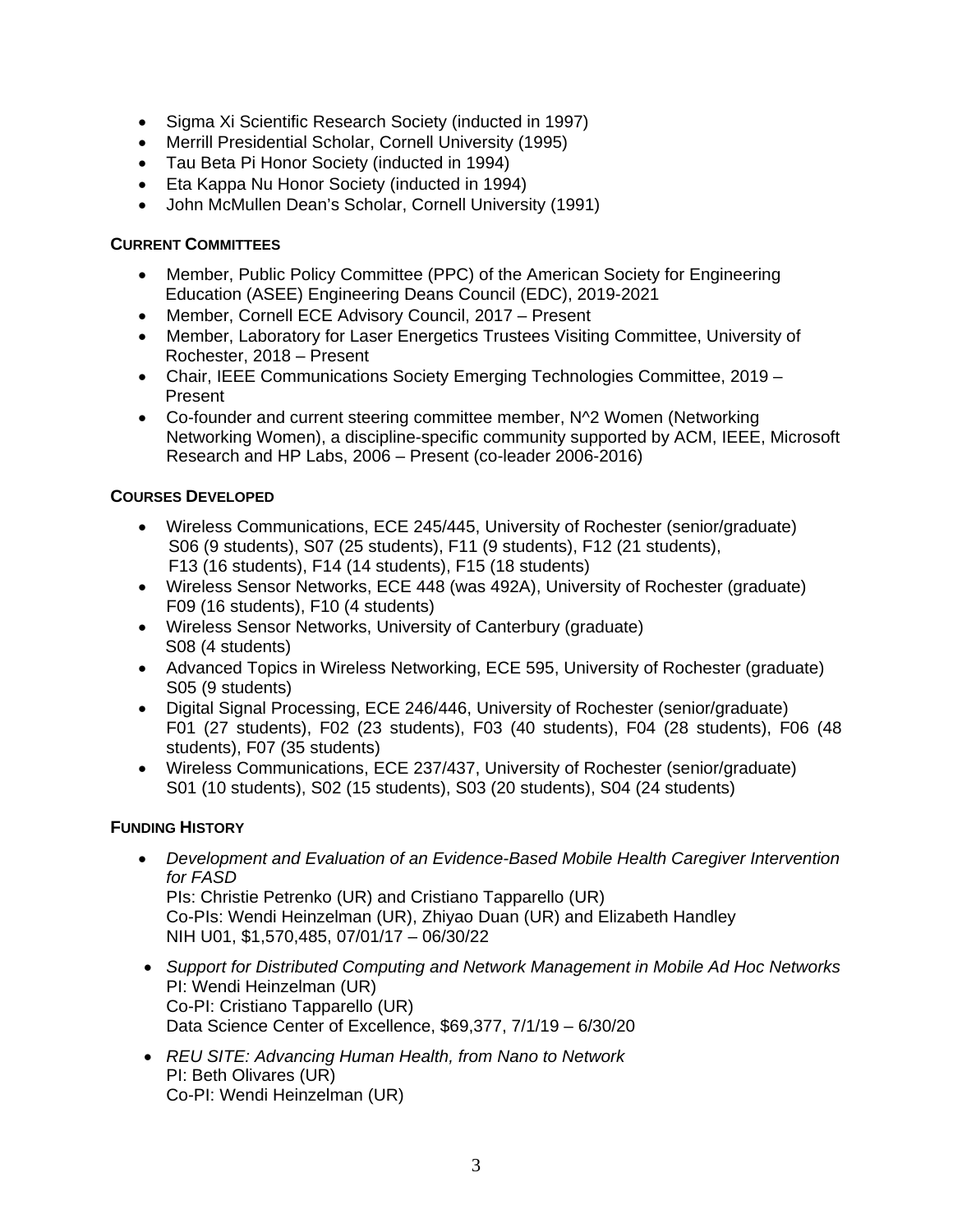- Sigma Xi Scientific Research Society (inducted in 1997)
- Merrill Presidential Scholar, Cornell University (1995)
- Tau Beta Pi Honor Society (inducted in 1994)
- Eta Kappa Nu Honor Society (inducted in 1994)
- John McMullen Dean's Scholar, Cornell University (1991)

**CURRENT COMMITTEES**

- Member, Public Policy Committee (PPC) of the American Society for Engineering Education (ASEE) Engineering Deans Council (EDC), 2019-2021
- Member, Cornell ECE Advisory Council, 2017 – Present
- Member, Laboratory for Laser Energetics Trustees Visiting Committee, University of Rochester, 2018 – Present
- Chair, IEEE Communications Society Emerging Technologies Committee, 2019 – Present
- Co-founder and current steering committee member, N^2 Women (Networking Networking Women), a discipline-specific community supported by ACM, IEEE, Microsoft Research and HP Labs, 2006 – Present (co-leader 2006-2016)

**COURSES DEVELOPED**

- Wireless Communications, ECE 245/445, University of Rochester (senior/graduate)
  S06 (9 students), S07 (25 students), F11 (9 students), F12 (21 students), F13 (16 students), F14 (14 students), F15 (18 students)
- Wireless Sensor Networks, ECE 448 (was 492A), University of Rochester (graduate)
  F09 (16 students), F10 (4 students)
- Wireless Sensor Networks, University of Canterbury (graduate)
  S08 (4 students)
- Advanced Topics in Wireless Networking, ECE 595, University of Rochester (graduate)
  S05 (9 students)
- Digital Signal Processing, ECE 246/446, University of Rochester (senior/graduate)
  F01 (27 students), F02 (23 students), F03 (40 students), F04 (28 students), F06 (48 students), F07 (35 students)
- Wireless Communications, ECE 237/437, University of Rochester (senior/graduate)
  S01 (10 students), S02 (15 students), S03 (20 students), S04 (24 students)

**FUNDING HISTORY**

- *Development and Evaluation of an Evidence-Based Mobile Health Caregiver Intervention for FASD*
  PIs: Christie Petrenko (UR) and Cristiano Tapparello (UR)
  Co-PIs: Wendi Heinzelman (UR), Zhiyao Duan (UR) and Elizabeth Handley
  NIH U01, $1,570,485, 07/01/17 – 06/30/22

- *Support for Distributed Computing and Network Management in Mobile Ad Hoc Networks*
  PI: Wendi Heinzelman (UR)
  Co-PI: Cristiano Tapparello (UR)
  Data Science Center of Excellence, $69,377, 7/1/19 – 6/30/20

- *REU SITE: Advancing Human Health, from Nano to Network*
  PI: Beth Olivares (UR)
  Co-PI: Wendi Heinzelman (UR)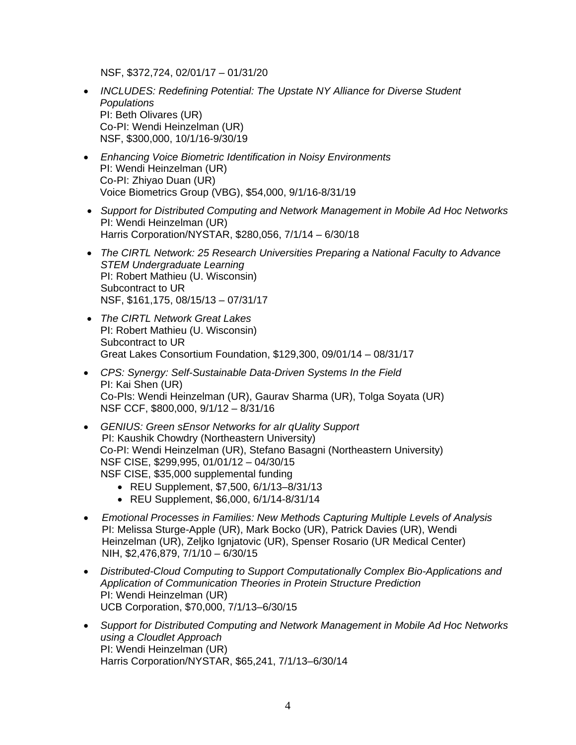NSF, $372,724, 02/01/17 – 01/31/20

- *INCLUDES: Redefining Potential: The Upstate NY Alliance for Diverse Student Populations*
  PI: Beth Olivares (UR)
  Co-PI: Wendi Heinzelman (UR)
  NSF, $300,000, 10/1/16-9/30/19
- *Enhancing Voice Biometric Identification in Noisy Environments*
  PI: Wendi Heinzelman (UR)
  Co-PI: Zhiyao Duan (UR)
  Voice Biometrics Group (VBG), $54,000, 9/1/16-8/31/19
- *Support for Distributed Computing and Network Management in Mobile Ad Hoc Networks*
  PI: Wendi Heinzelman (UR)
  Harris Corporation/NYSTAR, $280,056, 7/1/14 – 6/30/18
- *The CIRTL Network: 25 Research Universities Preparing a National Faculty to Advance STEM Undergraduate Learning*
  PI: Robert Mathieu (U. Wisconsin)
  Subcontract to UR
  NSF, $161,175, 08/15/13 – 07/31/17
- *The CIRTL Network Great Lakes*
  PI: Robert Mathieu (U. Wisconsin)
  Subcontract to UR
  Great Lakes Consortium Foundation, $129,300, 09/01/14 – 08/31/17
- *CPS: Synergy: Self-Sustainable Data-Driven Systems In the Field*
  PI: Kai Shen (UR)
  Co-PIs: Wendi Heinzelman (UR), Gaurav Sharma (UR), Tolga Soyata (UR)
  NSF CCF, $800,000, 9/1/12 – 8/31/16
- *GENIUS: Green sEnsor Networks for aIr qUality Support*
  PI: Kaushik Chowdry (Northeastern University)
  Co-PI: Wendi Heinzelman (UR), Stefano Basagni (Northeastern University)
  NSF CISE, $299,995, 01/01/12 – 04/30/15
  NSF CISE, $35,000 supplemental funding
  - REU Supplement, $7,500, 6/1/13–8/31/13
  - REU Supplement, $6,000, 6/1/14-8/31/14
- *Emotional Processes in Families: New Methods Capturing Multiple Levels of Analysis*
  PI: Melissa Sturge-Apple (UR), Mark Bocko (UR), Patrick Davies (UR), Wendi Heinzelman (UR), Zeljko Ignjatovic (UR), Spenser Rosario (UR Medical Center)
  NIH, $2,476,879, 7/1/10 – 6/30/15
- *Distributed-Cloud Computing to Support Computationally Complex Bio-Applications and Application of Communication Theories in Protein Structure Prediction*
  PI: Wendi Heinzelman (UR)
  UCB Corporation, $70,000, 7/1/13–6/30/15
- *Support for Distributed Computing and Network Management in Mobile Ad Hoc Networks using a Cloudlet Approach*
  PI: Wendi Heinzelman (UR)
  Harris Corporation/NYSTAR, $65,241, 7/1/13–6/30/14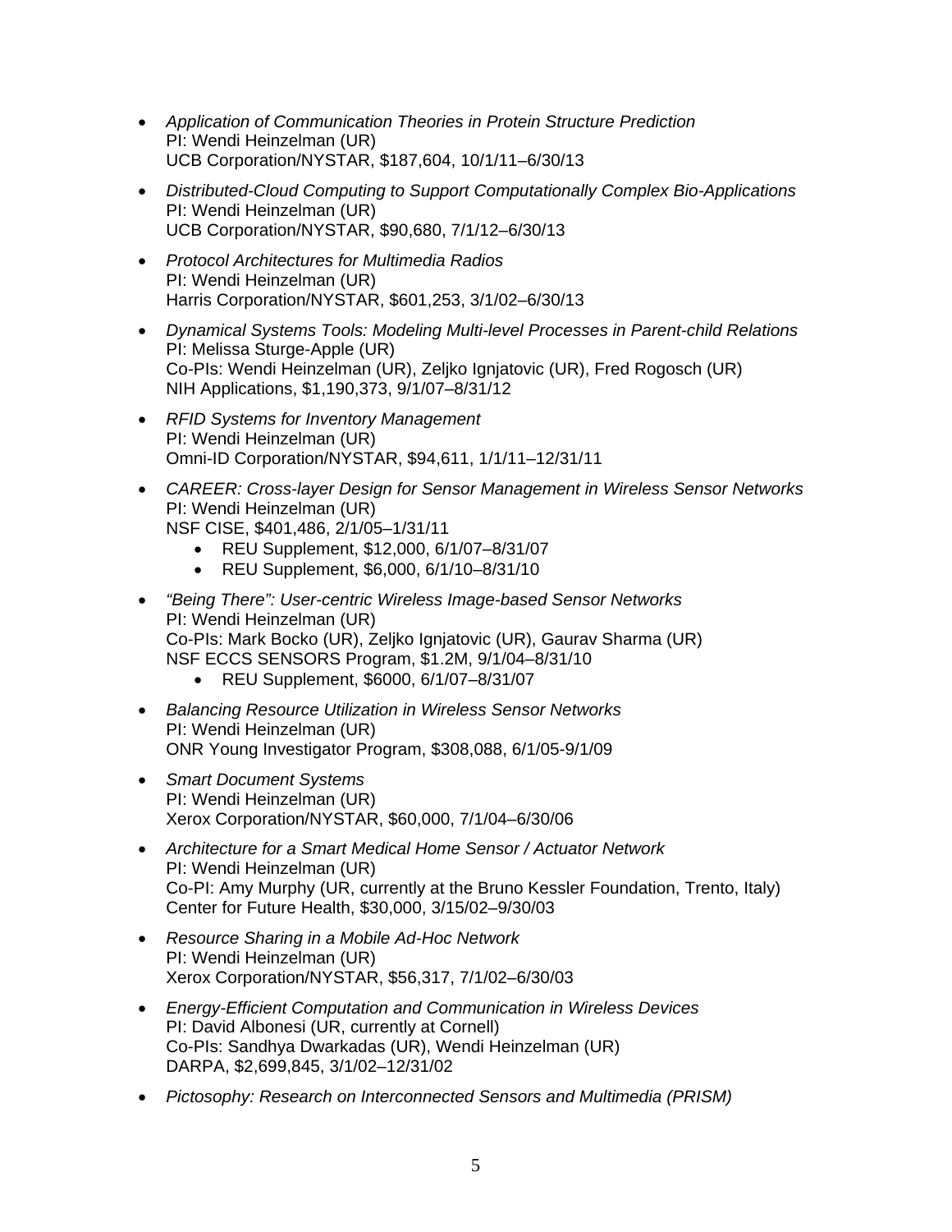- *Application of Communication Theories in Protein Structure Prediction*
  PI: Wendi Heinzelman (UR)
  UCB Corporation/NYSTAR, $187,604, 10/1/11–6/30/13

- *Distributed-Cloud Computing to Support Computationally Complex Bio-Applications*
  PI: Wendi Heinzelman (UR)
  UCB Corporation/NYSTAR, $90,680, 7/1/12–6/30/13

- *Protocol Architectures for Multimedia Radios*
  PI: Wendi Heinzelman (UR)
  Harris Corporation/NYSTAR, $601,253, 3/1/02–6/30/13

- *Dynamical Systems Tools: Modeling Multi-level Processes in Parent-child Relations*
  PI: Melissa Sturge-Apple (UR)
  Co-PIs: Wendi Heinzelman (UR), Zeljko Ignjatovic (UR), Fred Rogosch (UR)
  NIH Applications, $1,190,373, 9/1/07–8/31/12

- *RFID Systems for Inventory Management*
  PI: Wendi Heinzelman (UR)
  Omni-ID Corporation/NYSTAR, $94,611, 1/1/11–12/31/11

- *CAREER: Cross-layer Design for Sensor Management in Wireless Sensor Networks*
  PI: Wendi Heinzelman (UR)
  NSF CISE, $401,486, 2/1/05–1/31/11
  - REU Supplement, $12,000, 6/1/07–8/31/07
  - REU Supplement, $6,000, 6/1/10–8/31/10

- *"Being There": User-centric Wireless Image-based Sensor Networks*
  PI: Wendi Heinzelman (UR)
  Co-PIs: Mark Bocko (UR), Zeljko Ignjatovic (UR), Gaurav Sharma (UR)
  NSF ECCS SENSORS Program, $1.2M, 9/1/04–8/31/10
  - REU Supplement, $6000, 6/1/07–8/31/07

- *Balancing Resource Utilization in Wireless Sensor Networks*
  PI: Wendi Heinzelman (UR)
  ONR Young Investigator Program, $308,088, 6/1/05-9/1/09

- *Smart Document Systems*
  PI: Wendi Heinzelman (UR)
  Xerox Corporation/NYSTAR, $60,000, 7/1/04–6/30/06

- *Architecture for a Smart Medical Home Sensor / Actuator Network*
  PI: Wendi Heinzelman (UR)
  Co-PI: Amy Murphy (UR, currently at the Bruno Kessler Foundation, Trento, Italy)
  Center for Future Health, $30,000, 3/15/02–9/30/03

- *Resource Sharing in a Mobile Ad-Hoc Network*
  PI: Wendi Heinzelman (UR)
  Xerox Corporation/NYSTAR, $56,317, 7/1/02–6/30/03

- *Energy-Efficient Computation and Communication in Wireless Devices*
  PI: David Albonesi (UR, currently at Cornell)
  Co-PIs: Sandhya Dwarkadas (UR), Wendi Heinzelman (UR)
  DARPA, $2,699,845, 3/1/02–12/31/02

- *Pictosophy: Research on Interconnected Sensors and Multimedia (PRISM)*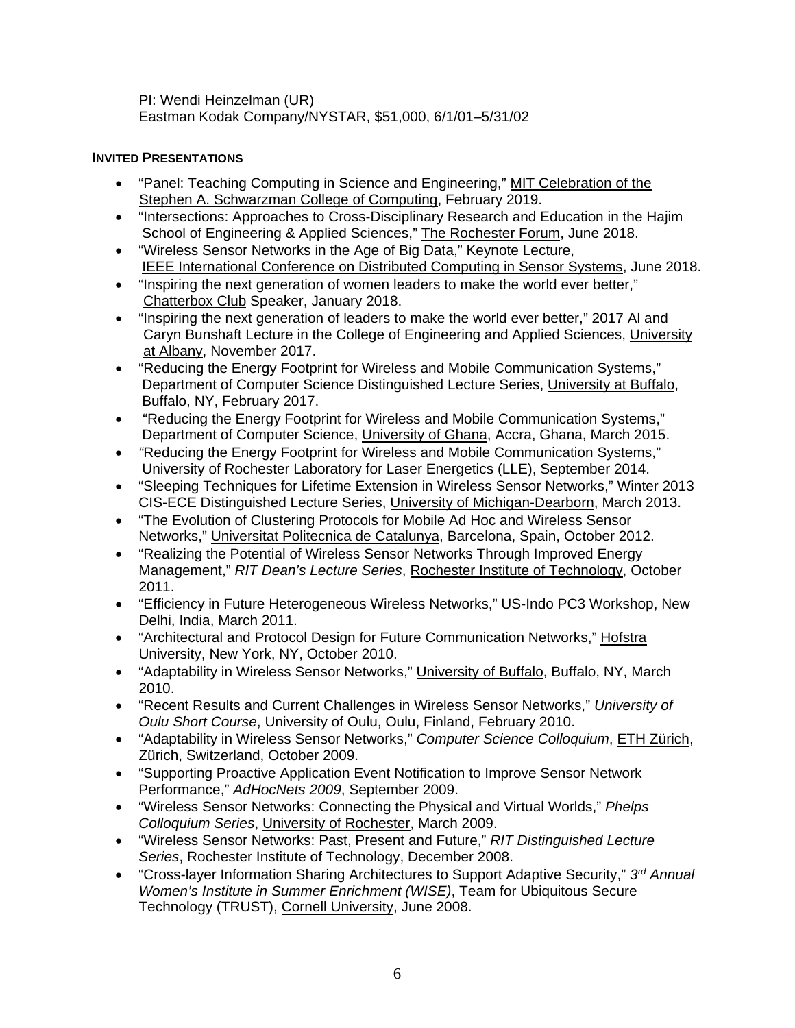PI: Wendi Heinzelman (UR)
Eastman Kodak Company/NYSTAR, $51,000, 6/1/01–5/31/02

**INVITED PRESENTATIONS**

- "Panel: Teaching Computing in Science and Engineering," MIT Celebration of the Stephen A. Schwarzman College of Computing, February 2019.
- "Intersections: Approaches to Cross-Disciplinary Research and Education in the Hajim School of Engineering & Applied Sciences," The Rochester Forum, June 2018.
- "Wireless Sensor Networks in the Age of Big Data," Keynote Lecture, IEEE International Conference on Distributed Computing in Sensor Systems, June 2018.
- "Inspiring the next generation of women leaders to make the world ever better," Chatterbox Club Speaker, January 2018.
- "Inspiring the next generation of leaders to make the world ever better," 2017 Al and Caryn Bunshaft Lecture in the College of Engineering and Applied Sciences, University at Albany, November 2017.
- "Reducing the Energy Footprint for Wireless and Mobile Communication Systems," Department of Computer Science Distinguished Lecture Series, University at Buffalo, Buffalo, NY, February 2017.
- "Reducing the Energy Footprint for Wireless and Mobile Communication Systems," Department of Computer Science, University of Ghana, Accra, Ghana, March 2015.
- "Reducing the Energy Footprint for Wireless and Mobile Communication Systems," University of Rochester Laboratory for Laser Energetics (LLE), September 2014.
- "Sleeping Techniques for Lifetime Extension in Wireless Sensor Networks," Winter 2013 CIS-ECE Distinguished Lecture Series, University of Michigan-Dearborn, March 2013.
- "The Evolution of Clustering Protocols for Mobile Ad Hoc and Wireless Sensor Networks," Universitat Politecnica de Catalunya, Barcelona, Spain, October 2012.
- "Realizing the Potential of Wireless Sensor Networks Through Improved Energy Management," *RIT Dean's Lecture Series*, Rochester Institute of Technology, October 2011.
- "Efficiency in Future Heterogeneous Wireless Networks," US-Indo PC3 Workshop, New Delhi, India, March 2011.
- "Architectural and Protocol Design for Future Communication Networks," Hofstra University, New York, NY, October 2010.
- "Adaptability in Wireless Sensor Networks," University of Buffalo, Buffalo, NY, March 2010.
- "Recent Results and Current Challenges in Wireless Sensor Networks," *University of Oulu Short Course*, University of Oulu, Oulu, Finland, February 2010.
- "Adaptability in Wireless Sensor Networks," *Computer Science Colloquium*, ETH Zürich, Zürich, Switzerland, October 2009.
- "Supporting Proactive Application Event Notification to Improve Sensor Network Performance," *AdHocNets 2009*, September 2009.
- "Wireless Sensor Networks: Connecting the Physical and Virtual Worlds," *Phelps Colloquium Series*, University of Rochester, March 2009.
- "Wireless Sensor Networks: Past, Present and Future," *RIT Distinguished Lecture Series*, Rochester Institute of Technology, December 2008.
- "Cross-layer Information Sharing Architectures to Support Adaptive Security," *3rd Annual Women's Institute in Summer Enrichment (WISE)*, Team for Ubiquitous Secure Technology (TRUST), Cornell University, June 2008.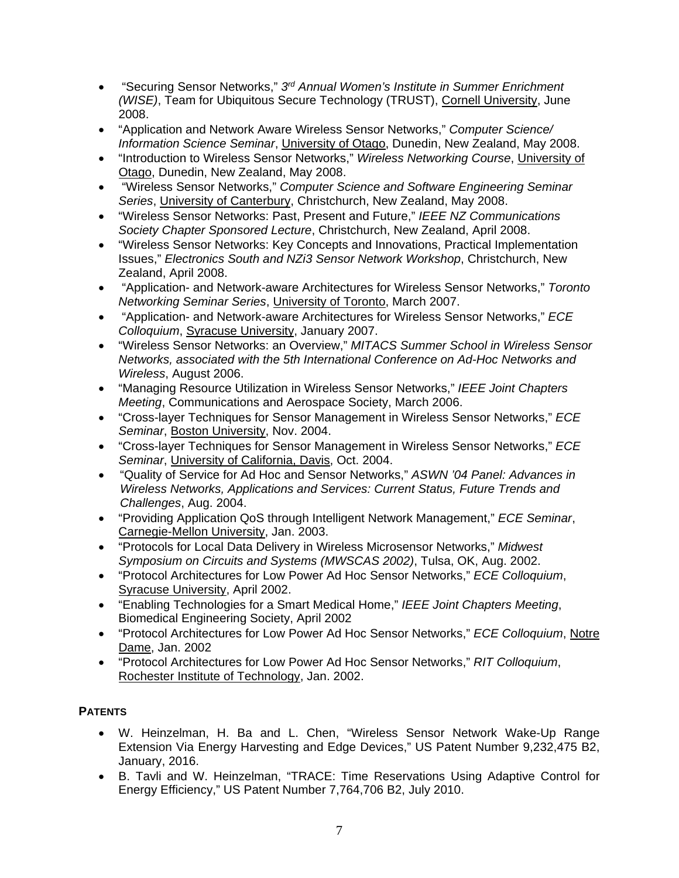- "Securing Sensor Networks," *3rd Annual Women's Institute in Summer Enrichment (WISE)*, Team for Ubiquitous Secure Technology (TRUST), Cornell University, June 2008.
- "Application and Network Aware Wireless Sensor Networks," *Computer Science/ Information Science Seminar*, University of Otago, Dunedin, New Zealand, May 2008.
- "Introduction to Wireless Sensor Networks," *Wireless Networking Course*, University of Otago, Dunedin, New Zealand, May 2008.
- "Wireless Sensor Networks," *Computer Science and Software Engineering Seminar Series*, University of Canterbury, Christchurch, New Zealand, May 2008.
- "Wireless Sensor Networks: Past, Present and Future," *IEEE NZ Communications Society Chapter Sponsored Lecture*, Christchurch, New Zealand, April 2008.
- "Wireless Sensor Networks: Key Concepts and Innovations, Practical Implementation Issues," *Electronics South and NZi3 Sensor Network Workshop*, Christchurch, New Zealand, April 2008.
- "Application- and Network-aware Architectures for Wireless Sensor Networks," *Toronto Networking Seminar Series*, University of Toronto, March 2007.
- "Application- and Network-aware Architectures for Wireless Sensor Networks," *ECE Colloquium*, Syracuse University, January 2007.
- "Wireless Sensor Networks: an Overview," *MITACS Summer School in Wireless Sensor Networks, associated with the 5th International Conference on Ad-Hoc Networks and Wireless*, August 2006.
- "Managing Resource Utilization in Wireless Sensor Networks," *IEEE Joint Chapters Meeting*, Communications and Aerospace Society, March 2006.
- "Cross-layer Techniques for Sensor Management in Wireless Sensor Networks," *ECE Seminar*, Boston University, Nov. 2004.
- "Cross-layer Techniques for Sensor Management in Wireless Sensor Networks," *ECE Seminar*, University of California, Davis, Oct. 2004.
- "Quality of Service for Ad Hoc and Sensor Networks," *ASWN '04 Panel: Advances in Wireless Networks, Applications and Services: Current Status, Future Trends and Challenges*, Aug. 2004.
- "Providing Application QoS through Intelligent Network Management," *ECE Seminar*, Carnegie-Mellon University, Jan. 2003.
- "Protocols for Local Data Delivery in Wireless Microsensor Networks," *Midwest Symposium on Circuits and Systems (MWSCAS 2002)*, Tulsa, OK, Aug. 2002.
- "Protocol Architectures for Low Power Ad Hoc Sensor Networks," *ECE Colloquium*, Syracuse University, April 2002.
- "Enabling Technologies for a Smart Medical Home," *IEEE Joint Chapters Meeting*, Biomedical Engineering Society, April 2002
- "Protocol Architectures for Low Power Ad Hoc Sensor Networks," *ECE Colloquium*, Notre Dame, Jan. 2002
- "Protocol Architectures for Low Power Ad Hoc Sensor Networks," *RIT Colloquium*, Rochester Institute of Technology, Jan. 2002.

## PATENTS

- W. Heinzelman, H. Ba and L. Chen, "Wireless Sensor Network Wake-Up Range Extension Via Energy Harvesting and Edge Devices," US Patent Number 9,232,475 B2, January, 2016.
- B. Tavli and W. Heinzelman, "TRACE: Time Reservations Using Adaptive Control for Energy Efficiency," US Patent Number 7,764,706 B2, July 2010.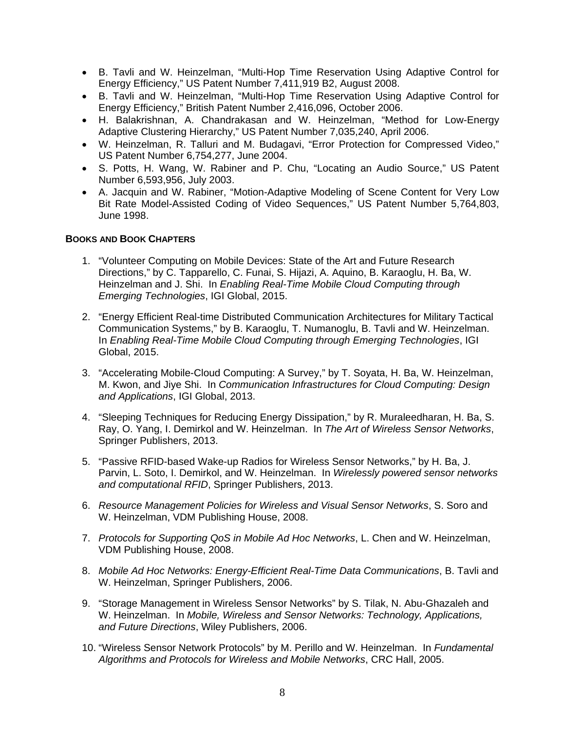- B. Tavli and W. Heinzelman, “Multi-Hop Time Reservation Using Adaptive Control for Energy Efficiency,” US Patent Number 7,411,919 B2, August 2008.
- B. Tavli and W. Heinzelman, “Multi-Hop Time Reservation Using Adaptive Control for Energy Efficiency,” British Patent Number 2,416,096, October 2006.
- H. Balakrishnan, A. Chandrakasan and W. Heinzelman, “Method for Low-Energy Adaptive Clustering Hierarchy,” US Patent Number 7,035,240, April 2006.
- W. Heinzelman, R. Talluri and M. Budagavi, “Error Protection for Compressed Video,” US Patent Number 6,754,277, June 2004.
- S. Potts, H. Wang, W. Rabiner and P. Chu, “Locating an Audio Source,” US Patent Number 6,593,956, July 2003.
- A. Jacquin and W. Rabiner, “Motion-Adaptive Modeling of Scene Content for Very Low Bit Rate Model-Assisted Coding of Video Sequences,” US Patent Number 5,764,803, June 1998.

**BOOKS AND BOOK CHAPTERS**

1. “Volunteer Computing on Mobile Devices: State of the Art and Future Research Directions,” by C. Tapparello, C. Funai, S. Hijazi, A. Aquino, B. Karaoglu, H. Ba, W. Heinzelman and J. Shi. In *Enabling Real-Time Mobile Cloud Computing through Emerging Technologies*, IGI Global, 2015.

2. “Energy Efficient Real-time Distributed Communication Architectures for Military Tactical Communication Systems,” by B. Karaoglu, T. Numanoglu, B. Tavli and W. Heinzelman. In *Enabling Real-Time Mobile Cloud Computing through Emerging Technologies*, IGI Global, 2015.

3. “Accelerating Mobile-Cloud Computing: A Survey,” by T. Soyata, H. Ba, W. Heinzelman, M. Kwon, and Jiye Shi. In *Communication Infrastructures for Cloud Computing: Design and Applications*, IGI Global, 2013.

4. “Sleeping Techniques for Reducing Energy Dissipation,” by R. Muraleedharan, H. Ba, S. Ray, O. Yang, I. Demirkol and W. Heinzelman. In *The Art of Wireless Sensor Networks*, Springer Publishers, 2013.

5. “Passive RFID-based Wake-up Radios for Wireless Sensor Networks,” by H. Ba, J. Parvin, L. Soto, I. Demirkol, and W. Heinzelman. In *Wirelessly powered sensor networks and computational RFID*, Springer Publishers, 2013.

6. *Resource Management Policies for Wireless and Visual Sensor Networks*, S. Soro and W. Heinzelman, VDM Publishing House, 2008.

7. *Protocols for Supporting QoS in Mobile Ad Hoc Networks*, L. Chen and W. Heinzelman, VDM Publishing House, 2008.

8. *Mobile Ad Hoc Networks: Energy-Efficient Real-Time Data Communications*, B. Tavli and W. Heinzelman, Springer Publishers, 2006.

9. “Storage Management in Wireless Sensor Networks” by S. Tilak, N. Abu-Ghazaleh and W. Heinzelman. In *Mobile, Wireless and Sensor Networks: Technology, Applications, and Future Directions*, Wiley Publishers, 2006.

10. “Wireless Sensor Network Protocols” by M. Perillo and W. Heinzelman. In *Fundamental Algorithms and Protocols for Wireless and Mobile Networks*, CRC Hall, 2005.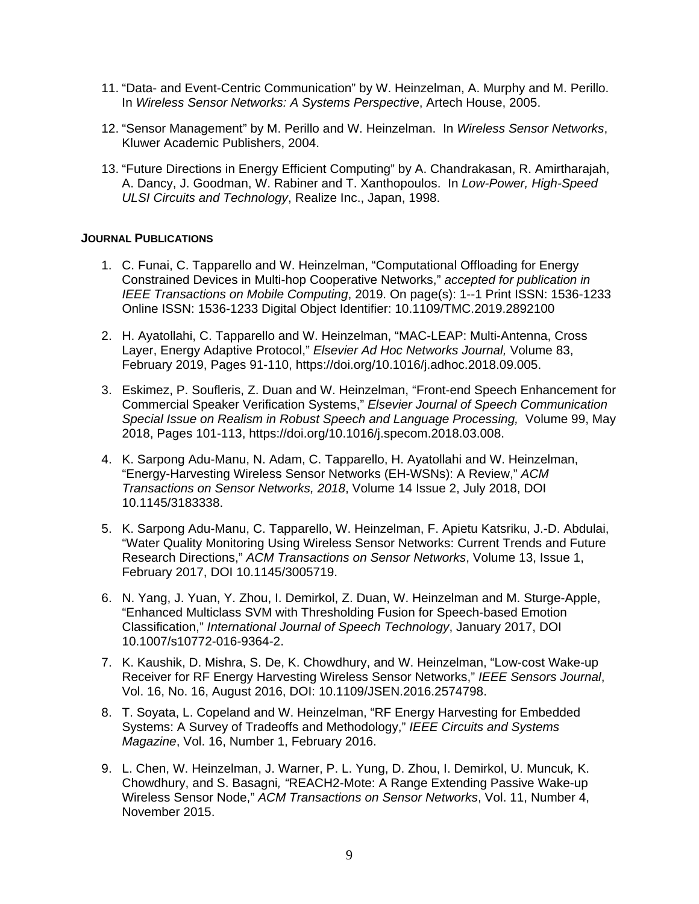11. "Data- and Event-Centric Communication" by W. Heinzelman, A. Murphy and M. Perillo. In *Wireless Sensor Networks: A Systems Perspective*, Artech House, 2005.

12. "Sensor Management" by M. Perillo and W. Heinzelman. In *Wireless Sensor Networks*, Kluwer Academic Publishers, 2004.

13. "Future Directions in Energy Efficient Computing" by A. Chandrakasan, R. Amirtharajah, A. Dancy, J. Goodman, W. Rabiner and T. Xanthopoulos. In *Low-Power, High-Speed ULSI Circuits and Technology*, Realize Inc., Japan, 1998.

**JOURNAL PUBLICATIONS**

1. C. Funai, C. Tapparello and W. Heinzelman, "Computational Offloading for Energy Constrained Devices in Multi-hop Cooperative Networks," *accepted for publication in IEEE Transactions on Mobile Computing*, 2019. On page(s): 1--1 Print ISSN: 1536-1233 Online ISSN: 1536-1233 Digital Object Identifier: 10.1109/TMC.2019.2892100

2. H. Ayatollahi, C. Tapparello and W. Heinzelman, "MAC-LEAP: Multi-Antenna, Cross Layer, Energy Adaptive Protocol," *Elsevier Ad Hoc Networks Journal,* Volume 83, February 2019, Pages 91-110, https://doi.org/10.1016/j.adhoc.2018.09.005.

3. Eskimez, P. Soufleris, Z. Duan and W. Heinzelman, "Front-end Speech Enhancement for Commercial Speaker Verification Systems," *Elsevier Journal of Speech Communication Special Issue on Realism in Robust Speech and Language Processing,* Volume 99, May 2018, Pages 101-113, https://doi.org/10.1016/j.specom.2018.03.008.

4. K. Sarpong Adu-Manu, N. Adam, C. Tapparello, H. Ayatollahi and W. Heinzelman, "Energy-Harvesting Wireless Sensor Networks (EH-WSNs): A Review," *ACM Transactions on Sensor Networks, 2018*, Volume 14 Issue 2, July 2018, DOI 10.1145/3183338.

5. K. Sarpong Adu-Manu, C. Tapparello, W. Heinzelman, F. Apietu Katsriku, J.-D. Abdulai, "Water Quality Monitoring Using Wireless Sensor Networks: Current Trends and Future Research Directions," *ACM Transactions on Sensor Networks*, Volume 13, Issue 1, February 2017, DOI 10.1145/3005719.

6. N. Yang, J. Yuan, Y. Zhou, I. Demirkol, Z. Duan, W. Heinzelman and M. Sturge-Apple, "Enhanced Multiclass SVM with Thresholding Fusion for Speech-based Emotion Classification," *International Journal of Speech Technology*, January 2017, DOI 10.1007/s10772-016-9364-2.

7. K. Kaushik, D. Mishra, S. De, K. Chowdhury, and W. Heinzelman, "Low-cost Wake-up Receiver for RF Energy Harvesting Wireless Sensor Networks," *IEEE Sensors Journal*, Vol. 16, No. 16, August 2016, DOI: 10.1109/JSEN.2016.2574798.

8. T. Soyata, L. Copeland and W. Heinzelman, "RF Energy Harvesting for Embedded Systems: A Survey of Tradeoffs and Methodology," *IEEE Circuits and Systems Magazine*, Vol. 16, Number 1, February 2016.

9. L. Chen, W. Heinzelman, J. Warner, P. L. Yung, D. Zhou, I. Demirkol, U. Muncuk, K. Chowdhury, and S. Basagni, "REACH2-Mote: A Range Extending Passive Wake-up Wireless Sensor Node," *ACM Transactions on Sensor Networks*, Vol. 11, Number 4, November 2015.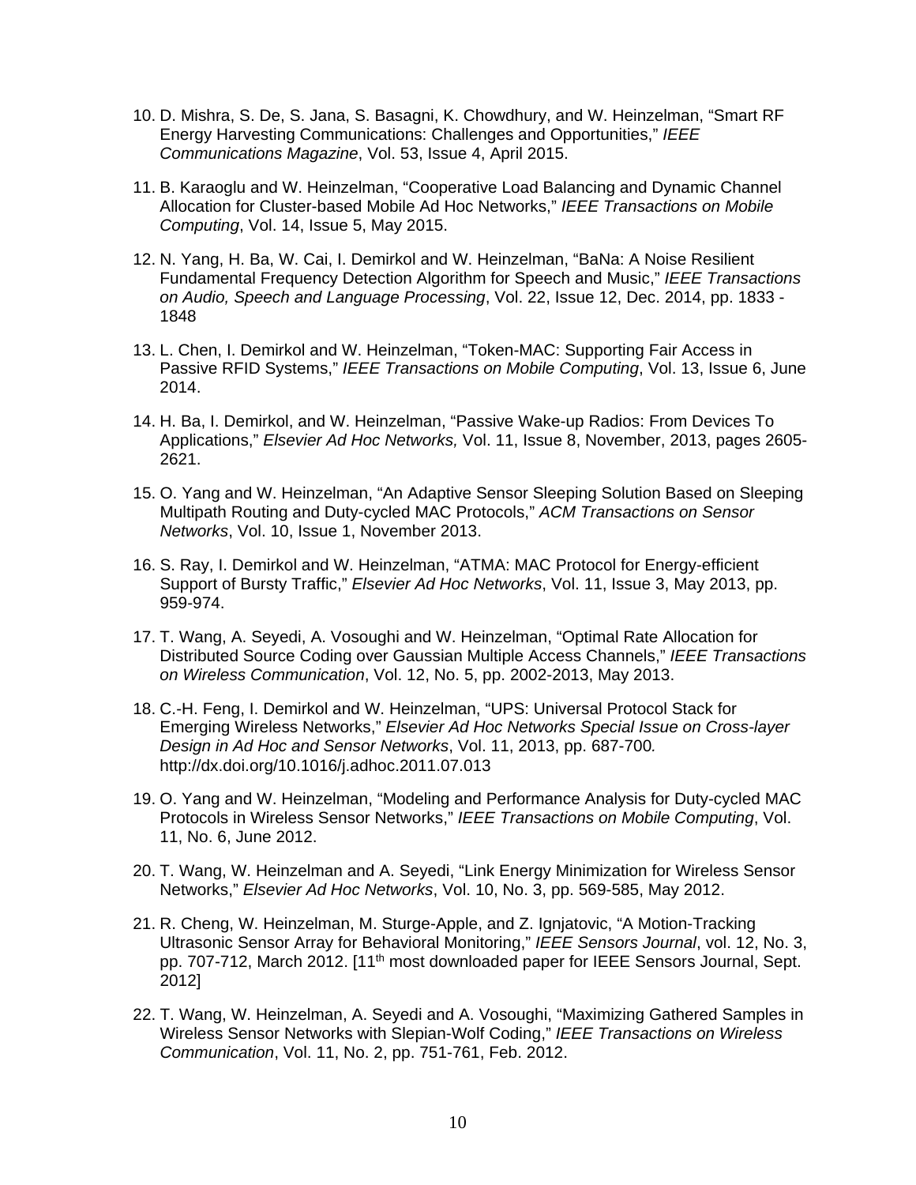10. D. Mishra, S. De, S. Jana, S. Basagni, K. Chowdhury, and W. Heinzelman, “Smart RF Energy Harvesting Communications: Challenges and Opportunities,” *IEEE Communications Magazine*, Vol. 53, Issue 4, April 2015.

11. B. Karaoglu and W. Heinzelman, “Cooperative Load Balancing and Dynamic Channel Allocation for Cluster-based Mobile Ad Hoc Networks,” *IEEE Transactions on Mobile Computing*, Vol. 14, Issue 5, May 2015.

12. N. Yang, H. Ba, W. Cai, I. Demirkol and W. Heinzelman, “BaNa: A Noise Resilient Fundamental Frequency Detection Algorithm for Speech and Music,” *IEEE Transactions on Audio, Speech and Language Processing*, Vol. 22, Issue 12, Dec. 2014, pp. 1833 - 1848

13. L. Chen, I. Demirkol and W. Heinzelman, “Token-MAC: Supporting Fair Access in Passive RFID Systems,” *IEEE Transactions on Mobile Computing*, Vol. 13, Issue 6, June 2014.

14. H. Ba, I. Demirkol, and W. Heinzelman, “Passive Wake-up Radios: From Devices To Applications,” *Elsevier Ad Hoc Networks,* Vol. 11, Issue 8, November, 2013, pages 2605-2621.

15. O. Yang and W. Heinzelman, “An Adaptive Sensor Sleeping Solution Based on Sleeping Multipath Routing and Duty-cycled MAC Protocols,” *ACM Transactions on Sensor Networks*, Vol. 10, Issue 1, November 2013.

16. S. Ray, I. Demirkol and W. Heinzelman, “ATMA: MAC Protocol for Energy-efficient Support of Bursty Traffic,” *Elsevier Ad Hoc Networks*, Vol. 11, Issue 3, May 2013, pp. 959-974.

17. T. Wang, A. Seyedi, A. Vosoughi and W. Heinzelman, “Optimal Rate Allocation for Distributed Source Coding over Gaussian Multiple Access Channels,” *IEEE Transactions on Wireless Communication*, Vol. 12, No. 5, pp. 2002-2013, May 2013.

18. C.-H. Feng, I. Demirkol and W. Heinzelman, “UPS: Universal Protocol Stack for Emerging Wireless Networks,” *Elsevier Ad Hoc Networks Special Issue on Cross-layer Design in Ad Hoc and Sensor Networks*, Vol. 11, 2013, pp. 687-700*.* http://dx.doi.org/10.1016/j.adhoc.2011.07.013

19. O. Yang and W. Heinzelman, “Modeling and Performance Analysis for Duty-cycled MAC Protocols in Wireless Sensor Networks,” *IEEE Transactions on Mobile Computing*, Vol. 11, No. 6, June 2012.

20. T. Wang, W. Heinzelman and A. Seyedi, “Link Energy Minimization for Wireless Sensor Networks,” *Elsevier Ad Hoc Networks*, Vol. 10, No. 3, pp. 569-585, May 2012.

21. R. Cheng, W. Heinzelman, M. Sturge-Apple, and Z. Ignjatovic, “A Motion-Tracking Ultrasonic Sensor Array for Behavioral Monitoring,” *IEEE Sensors Journal*, vol. 12, No. 3, pp. 707-712, March 2012. [11th most downloaded paper for IEEE Sensors Journal, Sept. 2012]

22. T. Wang, W. Heinzelman, A. Seyedi and A. Vosoughi, “Maximizing Gathered Samples in Wireless Sensor Networks with Slepian-Wolf Coding,” *IEEE Transactions on Wireless Communication*, Vol. 11, No. 2, pp. 751-761, Feb. 2012.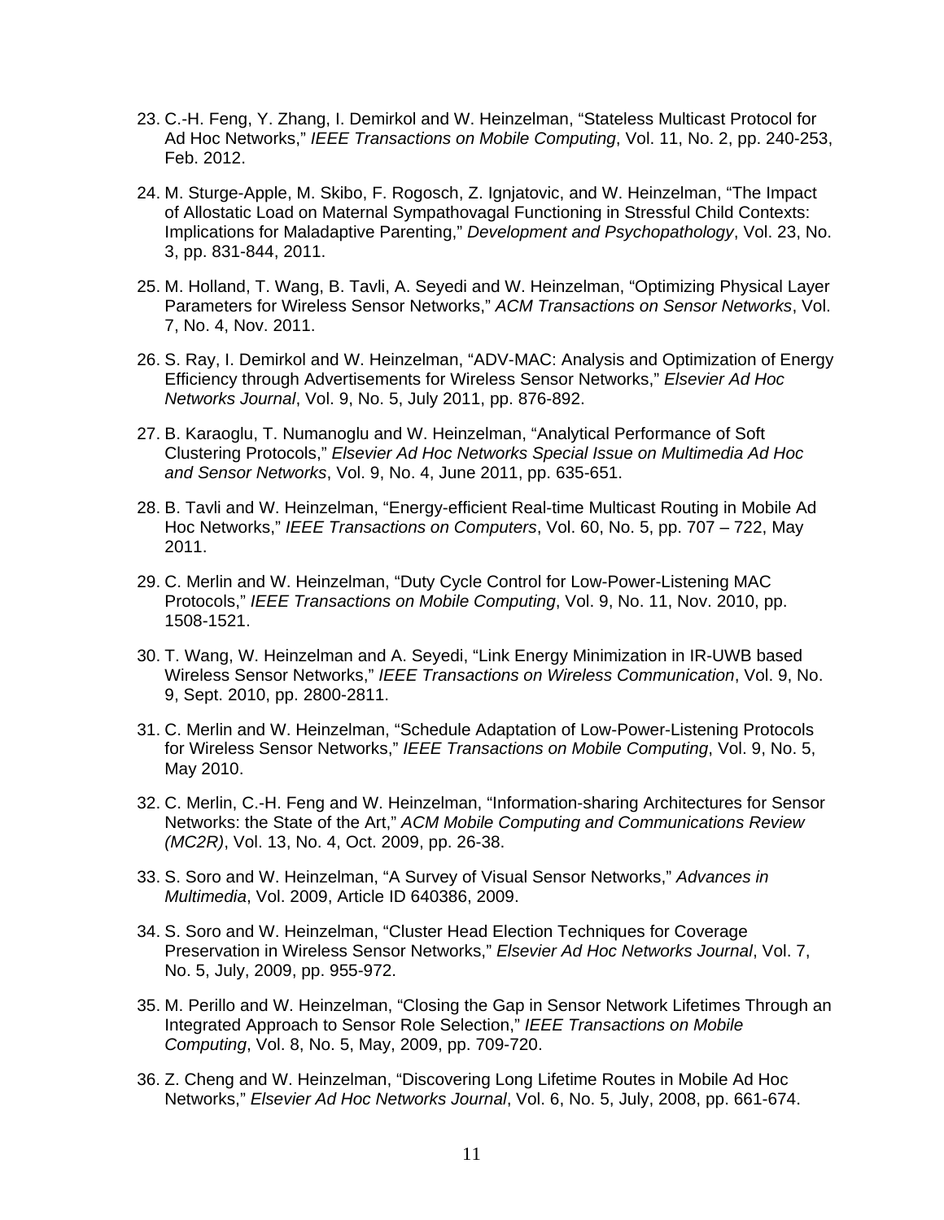23. C.-H. Feng, Y. Zhang, I. Demirkol and W. Heinzelman, “Stateless Multicast Protocol for Ad Hoc Networks,” *IEEE Transactions on Mobile Computing*, Vol. 11, No. 2, pp. 240-253, Feb. 2012.

24. M. Sturge-Apple, M. Skibo, F. Rogosch, Z. Ignjatovic, and W. Heinzelman, “The Impact of Allostatic Load on Maternal Sympathovagal Functioning in Stressful Child Contexts: Implications for Maladaptive Parenting,” *Development and Psychopathology*, Vol. 23, No. 3, pp. 831-844, 2011.

25. M. Holland, T. Wang, B. Tavli, A. Seyedi and W. Heinzelman, “Optimizing Physical Layer Parameters for Wireless Sensor Networks,” *ACM Transactions on Sensor Networks*, Vol. 7, No. 4, Nov. 2011.

26. S. Ray, I. Demirkol and W. Heinzelman, “ADV-MAC: Analysis and Optimization of Energy Efficiency through Advertisements for Wireless Sensor Networks,” *Elsevier Ad Hoc Networks Journal*, Vol. 9, No. 5, July 2011, pp. 876-892.

27. B. Karaoglu, T. Numanoglu and W. Heinzelman, “Analytical Performance of Soft Clustering Protocols,” *Elsevier Ad Hoc Networks Special Issue on Multimedia Ad Hoc and Sensor Networks*, Vol. 9, No. 4, June 2011, pp. 635-651.

28. B. Tavli and W. Heinzelman, “Energy-efficient Real-time Multicast Routing in Mobile Ad Hoc Networks,” *IEEE Transactions on Computers*, Vol. 60, No. 5, pp. 707 – 722, May 2011.

29. C. Merlin and W. Heinzelman, “Duty Cycle Control for Low-Power-Listening MAC Protocols,” *IEEE Transactions on Mobile Computing*, Vol. 9, No. 11, Nov. 2010, pp. 1508-1521.

30. T. Wang, W. Heinzelman and A. Seyedi, “Link Energy Minimization in IR-UWB based Wireless Sensor Networks,” *IEEE Transactions on Wireless Communication*, Vol. 9, No. 9, Sept. 2010, pp. 2800-2811.

31. C. Merlin and W. Heinzelman, “Schedule Adaptation of Low-Power-Listening Protocols for Wireless Sensor Networks,” *IEEE Transactions on Mobile Computing*, Vol. 9, No. 5, May 2010.

32. C. Merlin, C.-H. Feng and W. Heinzelman, “Information-sharing Architectures for Sensor Networks: the State of the Art,” *ACM Mobile Computing and Communications Review (MC2R)*, Vol. 13, No. 4, Oct. 2009, pp. 26-38.

33. S. Soro and W. Heinzelman, “A Survey of Visual Sensor Networks,” *Advances in Multimedia*, Vol. 2009, Article ID 640386, 2009.

34. S. Soro and W. Heinzelman, “Cluster Head Election Techniques for Coverage Preservation in Wireless Sensor Networks,” *Elsevier Ad Hoc Networks Journal*, Vol. 7, No. 5, July, 2009, pp. 955-972.

35. M. Perillo and W. Heinzelman, “Closing the Gap in Sensor Network Lifetimes Through an Integrated Approach to Sensor Role Selection,” *IEEE Transactions on Mobile Computing*, Vol. 8, No. 5, May, 2009, pp. 709-720.

36. Z. Cheng and W. Heinzelman, “Discovering Long Lifetime Routes in Mobile Ad Hoc Networks,” *Elsevier Ad Hoc Networks Journal*, Vol. 6, No. 5, July, 2008, pp. 661-674.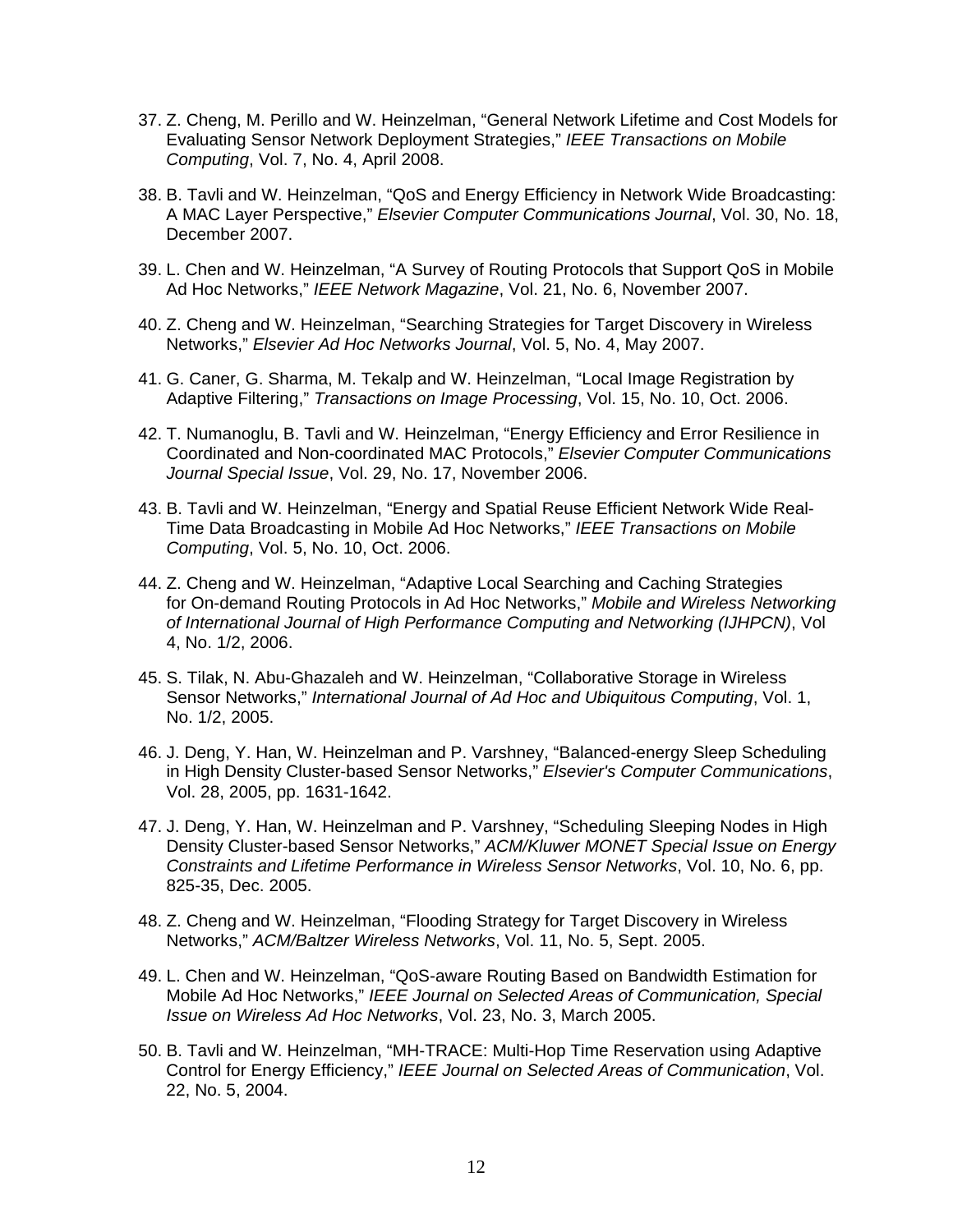37. Z. Cheng, M. Perillo and W. Heinzelman, “General Network Lifetime and Cost Models for Evaluating Sensor Network Deployment Strategies,” *IEEE Transactions on Mobile Computing*, Vol. 7, No. 4, April 2008.

38. B. Tavli and W. Heinzelman, “QoS and Energy Efficiency in Network Wide Broadcasting: A MAC Layer Perspective,” *Elsevier Computer Communications Journal*, Vol. 30, No. 18, December 2007.

39. L. Chen and W. Heinzelman, “A Survey of Routing Protocols that Support QoS in Mobile Ad Hoc Networks,” *IEEE Network Magazine*, Vol. 21, No. 6, November 2007.

40. Z. Cheng and W. Heinzelman, “Searching Strategies for Target Discovery in Wireless Networks,” *Elsevier Ad Hoc Networks Journal*, Vol. 5, No. 4, May 2007.

41. G. Caner, G. Sharma, M. Tekalp and W. Heinzelman, “Local Image Registration by Adaptive Filtering,” *Transactions on Image Processing*, Vol. 15, No. 10, Oct. 2006.

42. T. Numanoglu, B. Tavli and W. Heinzelman, “Energy Efficiency and Error Resilience in Coordinated and Non-coordinated MAC Protocols,” *Elsevier Computer Communications Journal Special Issue*, Vol. 29, No. 17, November 2006.

43. B. Tavli and W. Heinzelman, “Energy and Spatial Reuse Efficient Network Wide Real-Time Data Broadcasting in Mobile Ad Hoc Networks,” *IEEE Transactions on Mobile Computing*, Vol. 5, No. 10, Oct. 2006.

44. Z. Cheng and W. Heinzelman, “Adaptive Local Searching and Caching Strategies for On-demand Routing Protocols in Ad Hoc Networks,” *Mobile and Wireless Networking of International Journal of High Performance Computing and Networking (IJHPCN)*, Vol 4, No. 1/2, 2006.

45. S. Tilak, N. Abu-Ghazaleh and W. Heinzelman, “Collaborative Storage in Wireless Sensor Networks,” *International Journal of Ad Hoc and Ubiquitous Computing*, Vol. 1, No. 1/2, 2005.

46. J. Deng, Y. Han, W. Heinzelman and P. Varshney, “Balanced-energy Sleep Scheduling in High Density Cluster-based Sensor Networks,” *Elsevier's Computer Communications*, Vol. 28, 2005, pp. 1631-1642.

47. J. Deng, Y. Han, W. Heinzelman and P. Varshney, “Scheduling Sleeping Nodes in High Density Cluster-based Sensor Networks,” *ACM/Kluwer MONET Special Issue on Energy Constraints and Lifetime Performance in Wireless Sensor Networks*, Vol. 10, No. 6, pp. 825-35, Dec. 2005.

48. Z. Cheng and W. Heinzelman, “Flooding Strategy for Target Discovery in Wireless Networks,” *ACM/Baltzer Wireless Networks*, Vol. 11, No. 5, Sept. 2005.

49. L. Chen and W. Heinzelman, “QoS-aware Routing Based on Bandwidth Estimation for Mobile Ad Hoc Networks,” *IEEE Journal on Selected Areas of Communication, Special Issue on Wireless Ad Hoc Networks*, Vol. 23, No. 3, March 2005.

50. B. Tavli and W. Heinzelman, “MH-TRACE: Multi-Hop Time Reservation using Adaptive Control for Energy Efficiency,” *IEEE Journal on Selected Areas of Communication*, Vol. 22, No. 5, 2004.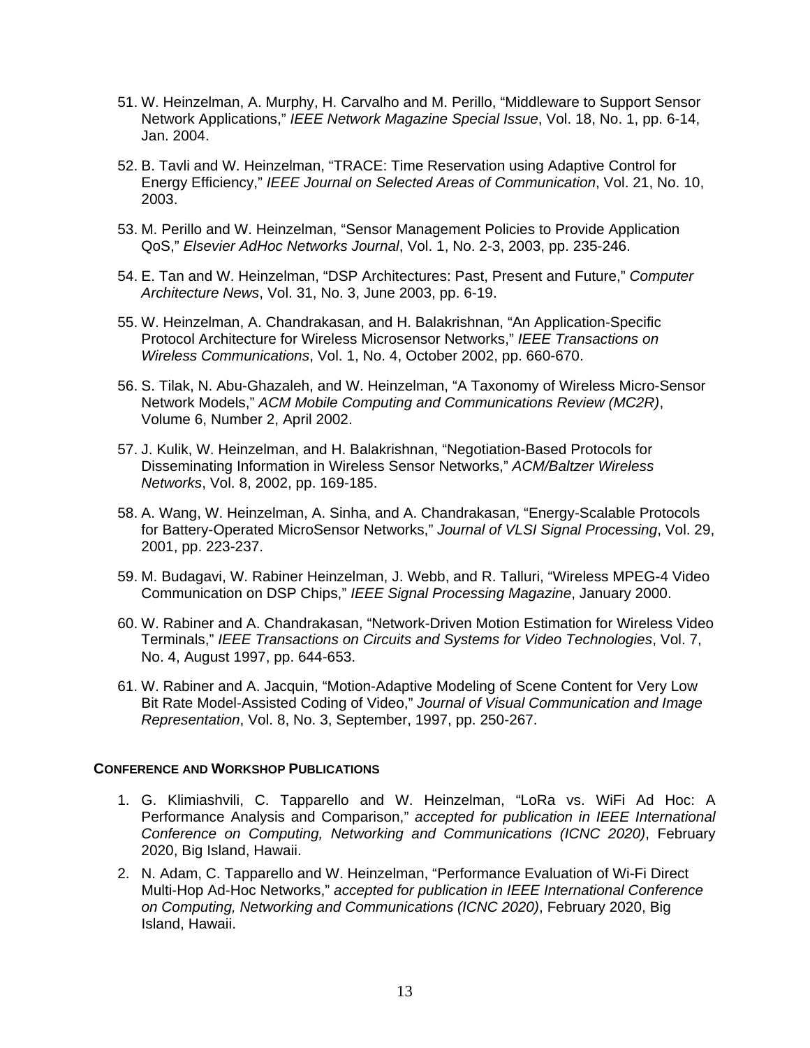51. W. Heinzelman, A. Murphy, H. Carvalho and M. Perillo, “Middleware to Support Sensor Network Applications,” *IEEE Network Magazine Special Issue*, Vol. 18, No. 1, pp. 6-14, Jan. 2004.

52. B. Tavli and W. Heinzelman, “TRACE: Time Reservation using Adaptive Control for Energy Efficiency,” *IEEE Journal on Selected Areas of Communication*, Vol. 21, No. 10, 2003.

53. M. Perillo and W. Heinzelman, “Sensor Management Policies to Provide Application QoS,” *Elsevier AdHoc Networks Journal*, Vol. 1, No. 2-3, 2003, pp. 235-246.

54. E. Tan and W. Heinzelman, “DSP Architectures: Past, Present and Future,” *Computer Architecture News*, Vol. 31, No. 3, June 2003, pp. 6-19.

55. W. Heinzelman, A. Chandrakasan, and H. Balakrishnan, “An Application-Specific Protocol Architecture for Wireless Microsensor Networks,” *IEEE Transactions on Wireless Communications*, Vol. 1, No. 4, October 2002, pp. 660-670.

56. S. Tilak, N. Abu-Ghazaleh, and W. Heinzelman, “A Taxonomy of Wireless Micro-Sensor Network Models,” *ACM Mobile Computing and Communications Review (MC2R)*, Volume 6, Number 2, April 2002.

57. J. Kulik, W. Heinzelman, and H. Balakrishnan, “Negotiation-Based Protocols for Disseminating Information in Wireless Sensor Networks,” *ACM/Baltzer Wireless Networks*, Vol. 8, 2002, pp. 169-185.

58. A. Wang, W. Heinzelman, A. Sinha, and A. Chandrakasan, “Energy-Scalable Protocols for Battery-Operated MicroSensor Networks,” *Journal of VLSI Signal Processing*, Vol. 29, 2001, pp. 223-237.

59. M. Budagavi, W. Rabiner Heinzelman, J. Webb, and R. Talluri, “Wireless MPEG-4 Video Communication on DSP Chips,” *IEEE Signal Processing Magazine*, January 2000.

60. W. Rabiner and A. Chandrakasan, “Network-Driven Motion Estimation for Wireless Video Terminals,” *IEEE Transactions on Circuits and Systems for Video Technologies*, Vol. 7, No. 4, August 1997, pp. 644-653.

61. W. Rabiner and A. Jacquin, “Motion-Adaptive Modeling of Scene Content for Very Low Bit Rate Model-Assisted Coding of Video,” *Journal of Visual Communication and Image Representation*, Vol. 8, No. 3, September, 1997, pp. 250-267.

**CONFERENCE AND WORKSHOP PUBLICATIONS**

1. G. Klimiashvili, C. Tapparello and W. Heinzelman, “LoRa vs. WiFi Ad Hoc: A Performance Analysis and Comparison,” *accepted for publication in IEEE International Conference on Computing, Networking and Communications (ICNC 2020)*, February 2020, Big Island, Hawaii.

2. N. Adam, C. Tapparello and W. Heinzelman, “Performance Evaluation of Wi-Fi Direct Multi-Hop Ad-Hoc Networks,” *accepted for publication in IEEE International Conference on Computing, Networking and Communications (ICNC 2020)*, February 2020, Big Island, Hawaii.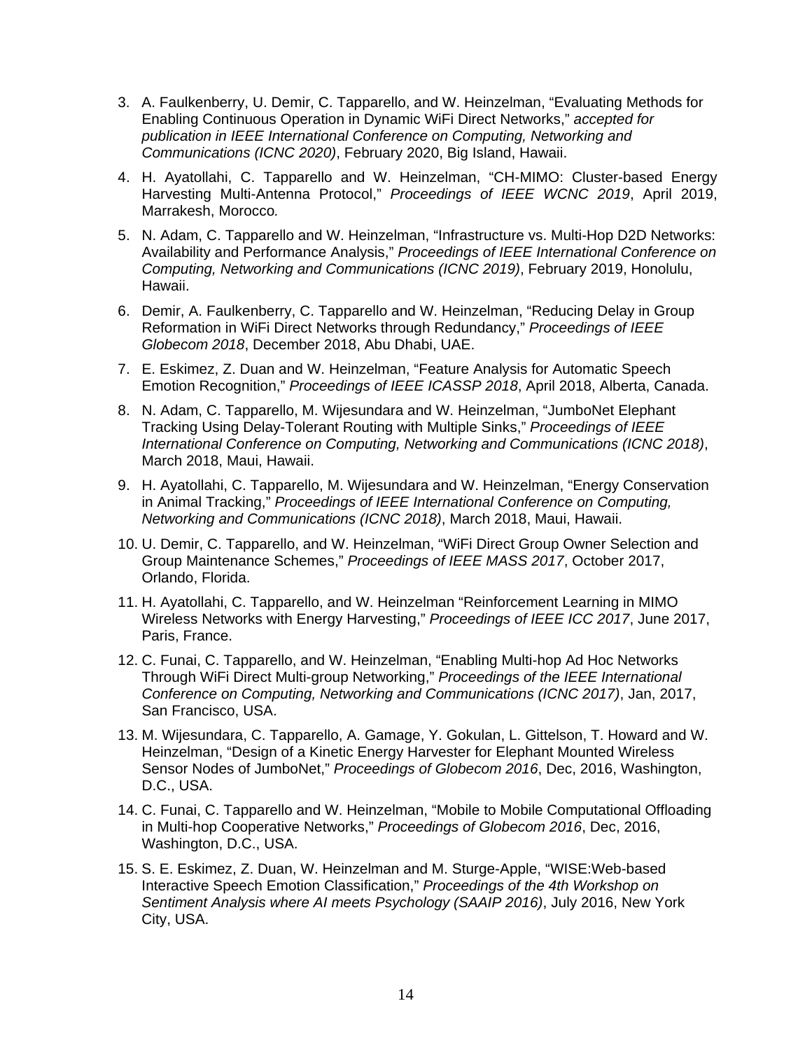3. A. Faulkenberry, U. Demir, C. Tapparello, and W. Heinzelman, "Evaluating Methods for Enabling Continuous Operation in Dynamic WiFi Direct Networks," *accepted for publication in IEEE International Conference on Computing, Networking and Communications (ICNC 2020)*, February 2020, Big Island, Hawaii.
4. H. Ayatollahi, C. Tapparello and W. Heinzelman, "CH-MIMO: Cluster-based Energy Harvesting Multi-Antenna Protocol," *Proceedings of IEEE WCNC 2019*, April 2019, Marrakesh, Morocco*.*
5. N. Adam, C. Tapparello and W. Heinzelman, "Infrastructure vs. Multi-Hop D2D Networks: Availability and Performance Analysis," *Proceedings of IEEE International Conference on Computing, Networking and Communications (ICNC 2019)*, February 2019, Honolulu, Hawaii.
6. Demir, A. Faulkenberry, C. Tapparello and W. Heinzelman, "Reducing Delay in Group Reformation in WiFi Direct Networks through Redundancy," *Proceedings of IEEE Globecom 2018*, December 2018, Abu Dhabi, UAE.
7. E. Eskimez, Z. Duan and W. Heinzelman, "Feature Analysis for Automatic Speech Emotion Recognition," *Proceedings of IEEE ICASSP 2018*, April 2018, Alberta, Canada.
8. N. Adam, C. Tapparello, M. Wijesundara and W. Heinzelman, "JumboNet Elephant Tracking Using Delay-Tolerant Routing with Multiple Sinks," *Proceedings of IEEE International Conference on Computing, Networking and Communications (ICNC 2018)*, March 2018, Maui, Hawaii.
9. H. Ayatollahi, C. Tapparello, M. Wijesundara and W. Heinzelman, "Energy Conservation in Animal Tracking," *Proceedings of IEEE International Conference on Computing, Networking and Communications (ICNC 2018)*, March 2018, Maui, Hawaii.
10. U. Demir, C. Tapparello, and W. Heinzelman, "WiFi Direct Group Owner Selection and Group Maintenance Schemes," *Proceedings of IEEE MASS 2017*, October 2017, Orlando, Florida.
11. H. Ayatollahi, C. Tapparello, and W. Heinzelman "Reinforcement Learning in MIMO Wireless Networks with Energy Harvesting," *Proceedings of IEEE ICC 2017*, June 2017, Paris, France.
12. C. Funai, C. Tapparello, and W. Heinzelman, "Enabling Multi-hop Ad Hoc Networks Through WiFi Direct Multi-group Networking," *Proceedings of the IEEE International Conference on Computing, Networking and Communications (ICNC 2017)*, Jan, 2017, San Francisco, USA.
13. M. Wijesundara, C. Tapparello, A. Gamage, Y. Gokulan, L. Gittelson, T. Howard and W. Heinzelman, "Design of a Kinetic Energy Harvester for Elephant Mounted Wireless Sensor Nodes of JumboNet," *Proceedings of Globecom 2016*, Dec, 2016, Washington, D.C., USA.
14. C. Funai, C. Tapparello and W. Heinzelman, "Mobile to Mobile Computational Offloading in Multi-hop Cooperative Networks," *Proceedings of Globecom 2016*, Dec, 2016, Washington, D.C., USA.
15. S. E. Eskimez, Z. Duan, W. Heinzelman and M. Sturge-Apple, "WISE:Web-based Interactive Speech Emotion Classification," *Proceedings of the 4th Workshop on Sentiment Analysis where AI meets Psychology (SAAIP 2016)*, July 2016, New York City, USA.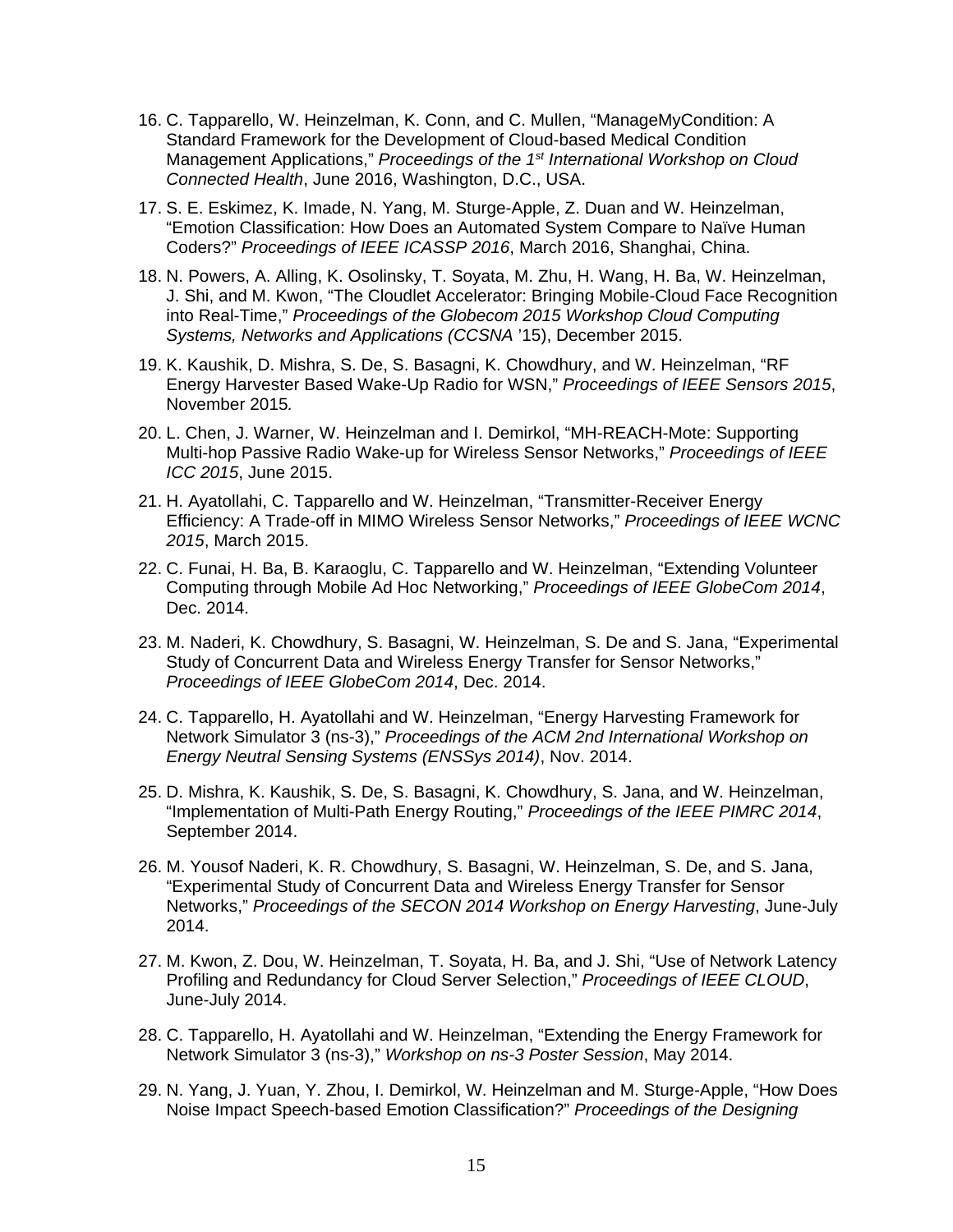16. C. Tapparello, W. Heinzelman, K. Conn, and C. Mullen, “ManageMyCondition: A Standard Framework for the Development of Cloud-based Medical Condition Management Applications,” *Proceedings of the 1st International Workshop on Cloud Connected Health*, June 2016, Washington, D.C., USA.

17. S. E. Eskimez, K. Imade, N. Yang, M. Sturge-Apple, Z. Duan and W. Heinzelman, “Emotion Classification: How Does an Automated System Compare to Naïve Human Coders?” *Proceedings of IEEE ICASSP 2016*, March 2016, Shanghai, China.

18. N. Powers, A. Alling, K. Osolinsky, T. Soyata, M. Zhu, H. Wang, H. Ba, W. Heinzelman, J. Shi, and M. Kwon, “The Cloudlet Accelerator: Bringing Mobile-Cloud Face Recognition into Real-Time,” *Proceedings of the Globecom 2015 Workshop Cloud Computing Systems, Networks and Applications (CCSNA* ’15), December 2015.

19. K. Kaushik, D. Mishra, S. De, S. Basagni, K. Chowdhury, and W. Heinzelman, “RF Energy Harvester Based Wake-Up Radio for WSN,” *Proceedings of IEEE Sensors 2015*, November 2015.

20. L. Chen, J. Warner, W. Heinzelman and I. Demirkol, “MH-REACH-Mote: Supporting Multi-hop Passive Radio Wake-up for Wireless Sensor Networks,” *Proceedings of IEEE ICC 2015*, June 2015.

21. H. Ayatollahi, C. Tapparello and W. Heinzelman, “Transmitter-Receiver Energy Efficiency: A Trade-off in MIMO Wireless Sensor Networks,” *Proceedings of IEEE WCNC 2015*, March 2015.

22. C. Funai, H. Ba, B. Karaoglu, C. Tapparello and W. Heinzelman, “Extending Volunteer Computing through Mobile Ad Hoc Networking,” *Proceedings of IEEE GlobeCom 2014*, Dec. 2014.

23. M. Naderi, K. Chowdhury, S. Basagni, W. Heinzelman, S. De and S. Jana, “Experimental Study of Concurrent Data and Wireless Energy Transfer for Sensor Networks,” *Proceedings of IEEE GlobeCom 2014*, Dec. 2014.

24. C. Tapparello, H. Ayatollahi and W. Heinzelman, “Energy Harvesting Framework for Network Simulator 3 (ns-3),” *Proceedings of the ACM 2nd International Workshop on Energy Neutral Sensing Systems (ENSSys 2014)*, Nov. 2014.

25. D. Mishra, K. Kaushik, S. De, S. Basagni, K. Chowdhury, S. Jana, and W. Heinzelman, “Implementation of Multi-Path Energy Routing,” *Proceedings of the IEEE PIMRC 2014*, September 2014.

26. M. Yousof Naderi, K. R. Chowdhury, S. Basagni, W. Heinzelman, S. De, and S. Jana, “Experimental Study of Concurrent Data and Wireless Energy Transfer for Sensor Networks,” *Proceedings of the SECON 2014 Workshop on Energy Harvesting*, June-July 2014.

27. M. Kwon, Z. Dou, W. Heinzelman, T. Soyata, H. Ba, and J. Shi, “Use of Network Latency Profiling and Redundancy for Cloud Server Selection,” *Proceedings of IEEE CLOUD*, June-July 2014.

28. C. Tapparello, H. Ayatollahi and W. Heinzelman, “Extending the Energy Framework for Network Simulator 3 (ns-3),” *Workshop on ns-3 Poster Session*, May 2014.

29. N. Yang, J. Yuan, Y. Zhou, I. Demirkol, W. Heinzelman and M. Sturge-Apple, “How Does Noise Impact Speech-based Emotion Classification?” *Proceedings of the Designing*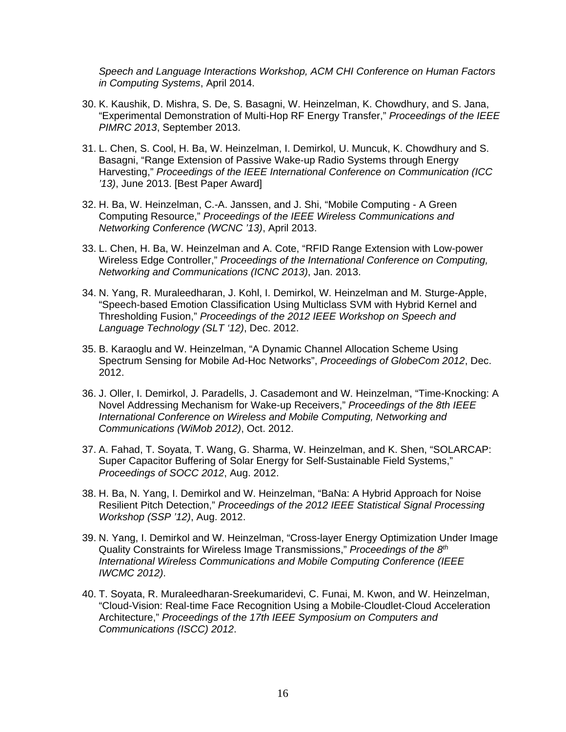*Speech and Language Interactions Workshop, ACM CHI Conference on Human Factors in Computing Systems*, April 2014.

30. K. Kaushik, D. Mishra, S. De, S. Basagni, W. Heinzelman, K. Chowdhury, and S. Jana, “Experimental Demonstration of Multi-Hop RF Energy Transfer,” *Proceedings of the IEEE PIMRC 2013*, September 2013.

31. L. Chen, S. Cool, H. Ba, W. Heinzelman, I. Demirkol, U. Muncuk, K. Chowdhury and S. Basagni, “Range Extension of Passive Wake-up Radio Systems through Energy Harvesting,” *Proceedings of the IEEE International Conference on Communication (ICC ’13)*, June 2013. [Best Paper Award]

32. H. Ba, W. Heinzelman, C.-A. Janssen, and J. Shi, “Mobile Computing - A Green Computing Resource,” *Proceedings of the IEEE Wireless Communications and Networking Conference (WCNC ’13)*, April 2013.

33. L. Chen, H. Ba, W. Heinzelman and A. Cote, “RFID Range Extension with Low-power Wireless Edge Controller,” *Proceedings of the International Conference on Computing, Networking and Communications (ICNC 2013)*, Jan. 2013.

34. N. Yang, R. Muraleedharan, J. Kohl, I. Demirkol, W. Heinzelman and M. Sturge-Apple, “Speech-based Emotion Classification Using Multiclass SVM with Hybrid Kernel and Thresholding Fusion,” *Proceedings of the 2012 IEEE Workshop on Speech and Language Technology (SLT ‘12)*, Dec. 2012.

35. B. Karaoglu and W. Heinzelman, “A Dynamic Channel Allocation Scheme Using Spectrum Sensing for Mobile Ad-Hoc Networks”, *Proceedings of GlobeCom 2012*, Dec. 2012.

36. J. Oller, I. Demirkol, J. Paradells, J. Casademont and W. Heinzelman, “Time-Knocking: A Novel Addressing Mechanism for Wake-up Receivers,” *Proceedings of the 8th IEEE International Conference on Wireless and Mobile Computing, Networking and Communications (WiMob 2012)*, Oct. 2012.

37. A. Fahad, T. Soyata, T. Wang, G. Sharma, W. Heinzelman, and K. Shen, “SOLARCAP: Super Capacitor Buffering of Solar Energy for Self-Sustainable Field Systems,” *Proceedings of SOCC 2012*, Aug. 2012.

38. H. Ba, N. Yang, I. Demirkol and W. Heinzelman, “BaNa: A Hybrid Approach for Noise Resilient Pitch Detection,” *Proceedings of the 2012 IEEE Statistical Signal Processing Workshop (SSP ’12)*, Aug. 2012.

39. N. Yang, I. Demirkol and W. Heinzelman, “Cross-layer Energy Optimization Under Image Quality Constraints for Wireless Image Transmissions,” *Proceedings of the 8th International Wireless Communications and Mobile Computing Conference (IEEE IWCMC 2012)*.

40. T. Soyata, R. Muraleedharan-Sreekumaridevi, C. Funai, M. Kwon, and W. Heinzelman, “Cloud-Vision: Real-time Face Recognition Using a Mobile-Cloudlet-Cloud Acceleration Architecture,” *Proceedings of the 17th IEEE Symposium on Computers and Communications (ISCC) 2012*.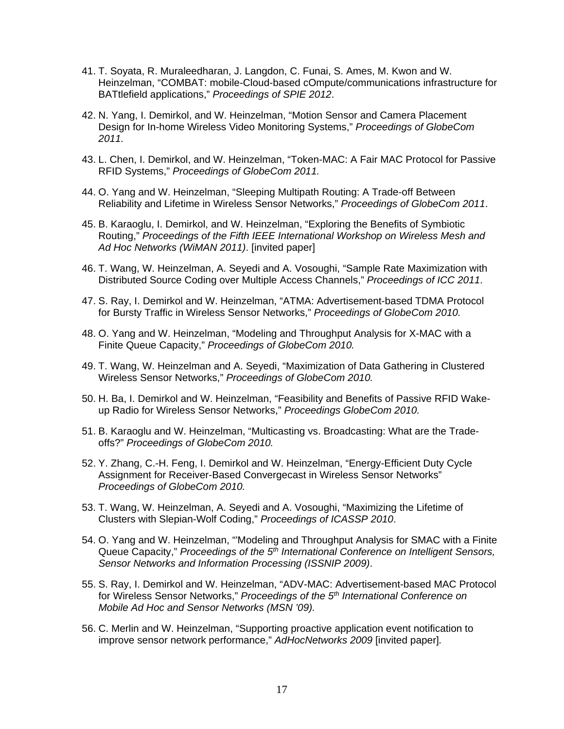41. T. Soyata, R. Muraleedharan, J. Langdon, C. Funai, S. Ames, M. Kwon and W. Heinzelman, “COMBAT: mobile-Cloud-based cOmpute/communications infrastructure for BATtlefield applications,” *Proceedings of SPIE 2012*.

42. N. Yang, I. Demirkol, and W. Heinzelman, “Motion Sensor and Camera Placement Design for In-home Wireless Video Monitoring Systems,” *Proceedings of GlobeCom 2011.*

43. L. Chen, I. Demirkol, and W. Heinzelman, “Token-MAC: A Fair MAC Protocol for Passive RFID Systems,” *Proceedings of GlobeCom 2011.*

44. O. Yang and W. Heinzelman, “Sleeping Multipath Routing: A Trade-off Between Reliability and Lifetime in Wireless Sensor Networks,” *Proceedings of GlobeCom 2011*.

45. B. Karaoglu, I. Demirkol, and W. Heinzelman, “Exploring the Benefits of Symbiotic Routing,” *Proceedings of the Fifth IEEE International Workshop on Wireless Mesh and Ad Hoc Networks (WiMAN 2011)*. [invited paper]

46. T. Wang, W. Heinzelman, A. Seyedi and A. Vosoughi, “Sample Rate Maximization with Distributed Source Coding over Multiple Access Channels,” *Proceedings of ICC 2011*.

47. S. Ray, I. Demirkol and W. Heinzelman, “ATMA: Advertisement-based TDMA Protocol for Bursty Traffic in Wireless Sensor Networks,” *Proceedings of GlobeCom 2010.*

48. O. Yang and W. Heinzelman, “Modeling and Throughput Analysis for X-MAC with a Finite Queue Capacity,” *Proceedings of GlobeCom 2010.*

49. T. Wang, W. Heinzelman and A. Seyedi, “Maximization of Data Gathering in Clustered Wireless Sensor Networks,” *Proceedings of GlobeCom 2010.*

50. H. Ba, I. Demirkol and W. Heinzelman, “Feasibility and Benefits of Passive RFID Wake-up Radio for Wireless Sensor Networks,” *Proceedings GlobeCom 2010.*

51. B. Karaoglu and W. Heinzelman, “Multicasting vs. Broadcasting: What are the Trade-offs?” *Proceedings of GlobeCom 2010.*

52. Y. Zhang, C.-H. Feng, I. Demirkol and W. Heinzelman, “Energy-Efficient Duty Cycle Assignment for Receiver-Based Convergecast in Wireless Sensor Networks” *Proceedings of GlobeCom 2010.*

53. T. Wang, W. Heinzelman, A. Seyedi and A. Vosoughi, “Maximizing the Lifetime of Clusters with Slepian-Wolf Coding,” *Proceedings of ICASSP 2010*.

54. O. Yang and W. Heinzelman, “'Modeling and Throughput Analysis for SMAC with a Finite Queue Capacity,” *Proceedings of the 5th International Conference on Intelligent Sensors, Sensor Networks and Information Processing (ISSNIP 2009)*.

55. S. Ray, I. Demirkol and W. Heinzelman, “ADV-MAC: Advertisement-based MAC Protocol for Wireless Sensor Networks,” *Proceedings of the 5th International Conference on Mobile Ad Hoc and Sensor Networks (MSN '09).*

56. C. Merlin and W. Heinzelman, “Supporting proactive application event notification to improve sensor network performance,” *AdHocNetworks 2009* [invited paper].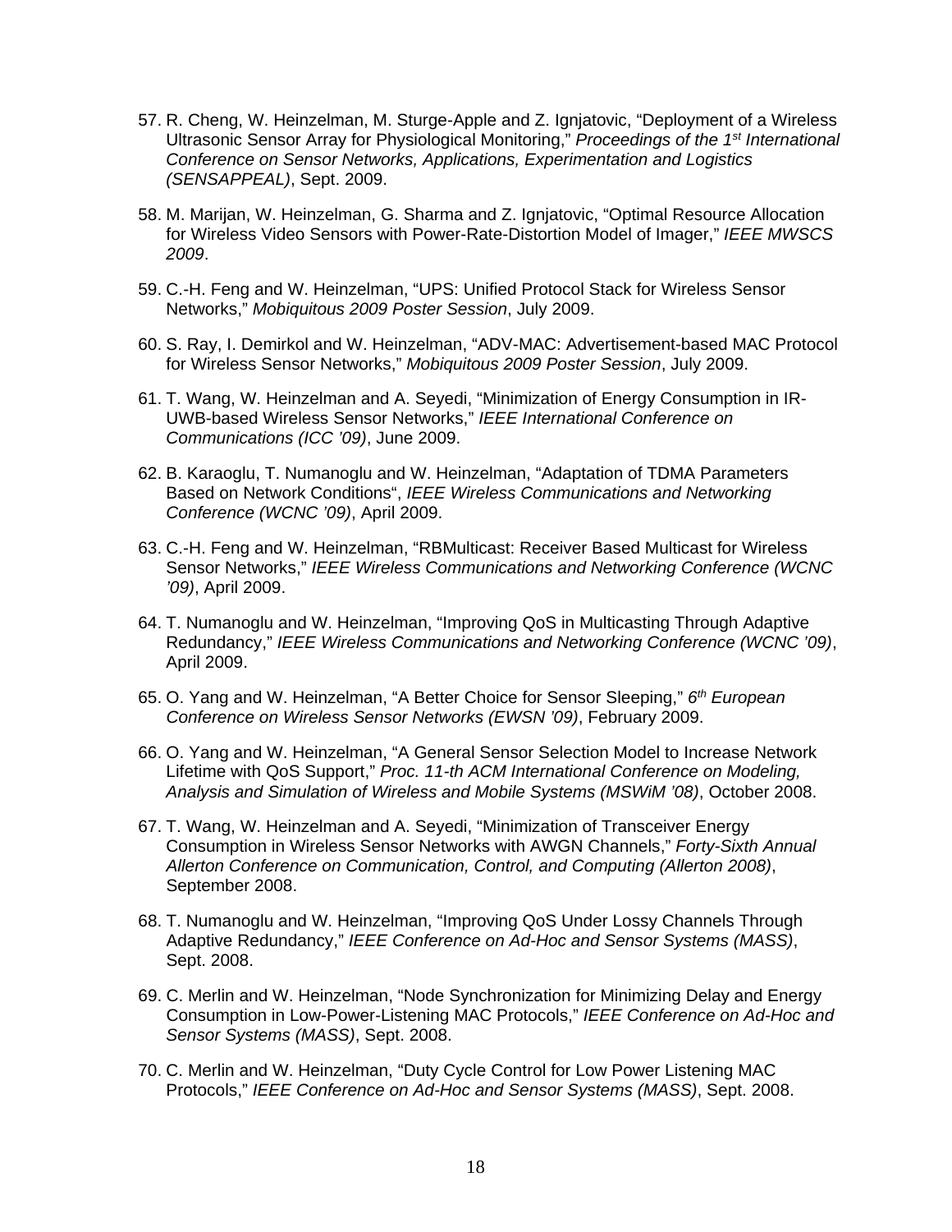57. R. Cheng, W. Heinzelman, M. Sturge-Apple and Z. Ignjatovic, "Deployment of a Wireless Ultrasonic Sensor Array for Physiological Monitoring," *Proceedings of the 1st International Conference on Sensor Networks, Applications, Experimentation and Logistics (SENSAPPEAL)*, Sept. 2009.

58. M. Marijan, W. Heinzelman, G. Sharma and Z. Ignjatovic, "Optimal Resource Allocation for Wireless Video Sensors with Power-Rate-Distortion Model of Imager," *IEEE MWSCS 2009*.

59. C.-H. Feng and W. Heinzelman, "UPS: Unified Protocol Stack for Wireless Sensor Networks," *Mobiquitous 2009 Poster Session*, July 2009.

60. S. Ray, I. Demirkol and W. Heinzelman, "ADV-MAC: Advertisement-based MAC Protocol for Wireless Sensor Networks," *Mobiquitous 2009 Poster Session*, July 2009.

61. T. Wang, W. Heinzelman and A. Seyedi, "Minimization of Energy Consumption in IR-UWB-based Wireless Sensor Networks," *IEEE International Conference on Communications (ICC '09)*, June 2009.

62. B. Karaoglu, T. Numanoglu and W. Heinzelman, "Adaptation of TDMA Parameters Based on Network Conditions", *IEEE Wireless Communications and Networking Conference (WCNC '09)*, April 2009.

63. C.-H. Feng and W. Heinzelman, "RBMulticast: Receiver Based Multicast for Wireless Sensor Networks," *IEEE Wireless Communications and Networking Conference (WCNC '09)*, April 2009.

64. T. Numanoglu and W. Heinzelman, "Improving QoS in Multicasting Through Adaptive Redundancy," *IEEE Wireless Communications and Networking Conference (WCNC '09)*, April 2009.

65. O. Yang and W. Heinzelman, "A Better Choice for Sensor Sleeping," *6th European Conference on Wireless Sensor Networks (EWSN '09)*, February 2009.

66. O. Yang and W. Heinzelman, "A General Sensor Selection Model to Increase Network Lifetime with QoS Support," *Proc. 11-th ACM International Conference on Modeling, Analysis and Simulation of Wireless and Mobile Systems (MSWiM '08)*, October 2008.

67. T. Wang, W. Heinzelman and A. Seyedi, "Minimization of Transceiver Energy Consumption in Wireless Sensor Networks with AWGN Channels," *Forty-Sixth Annual Allerton Conference on Communication, Control, and Computing (Allerton 2008)*, September 2008.

68. T. Numanoglu and W. Heinzelman, "Improving QoS Under Lossy Channels Through Adaptive Redundancy," *IEEE Conference on Ad-Hoc and Sensor Systems (MASS)*, Sept. 2008.

69. C. Merlin and W. Heinzelman, "Node Synchronization for Minimizing Delay and Energy Consumption in Low-Power-Listening MAC Protocols," *IEEE Conference on Ad-Hoc and Sensor Systems (MASS)*, Sept. 2008.

70. C. Merlin and W. Heinzelman, "Duty Cycle Control for Low Power Listening MAC Protocols," *IEEE Conference on Ad-Hoc and Sensor Systems (MASS)*, Sept. 2008.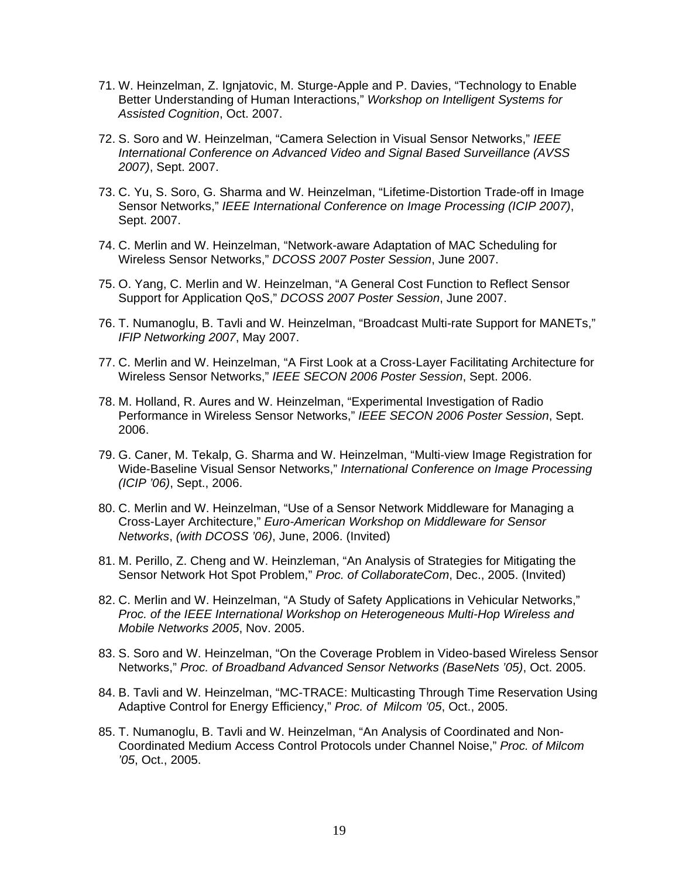71. W. Heinzelman, Z. Ignjatovic, M. Sturge-Apple and P. Davies, "Technology to Enable Better Understanding of Human Interactions," *Workshop on Intelligent Systems for Assisted Cognition*, Oct. 2007.

72. S. Soro and W. Heinzelman, "Camera Selection in Visual Sensor Networks," *IEEE International Conference on Advanced Video and Signal Based Surveillance (AVSS 2007)*, Sept. 2007.

73. C. Yu, S. Soro, G. Sharma and W. Heinzelman, "Lifetime-Distortion Trade-off in Image Sensor Networks," *IEEE International Conference on Image Processing (ICIP 2007)*, Sept. 2007.

74. C. Merlin and W. Heinzelman, "Network-aware Adaptation of MAC Scheduling for Wireless Sensor Networks," *DCOSS 2007 Poster Session*, June 2007.

75. O. Yang, C. Merlin and W. Heinzelman, "A General Cost Function to Reflect Sensor Support for Application QoS," *DCOSS 2007 Poster Session*, June 2007.

76. T. Numanoglu, B. Tavli and W. Heinzelman, "Broadcast Multi-rate Support for MANETs," *IFIP Networking 2007*, May 2007.

77. C. Merlin and W. Heinzelman, "A First Look at a Cross-Layer Facilitating Architecture for Wireless Sensor Networks," *IEEE SECON 2006 Poster Session*, Sept. 2006.

78. M. Holland, R. Aures and W. Heinzelman, "Experimental Investigation of Radio Performance in Wireless Sensor Networks," *IEEE SECON 2006 Poster Session*, Sept. 2006.

79. G. Caner, M. Tekalp, G. Sharma and W. Heinzelman, "Multi-view Image Registration for Wide-Baseline Visual Sensor Networks," *International Conference on Image Processing (ICIP '06)*, Sept., 2006.

80. C. Merlin and W. Heinzelman, "Use of a Sensor Network Middleware for Managing a Cross-Layer Architecture," *Euro-American Workshop on Middleware for Sensor Networks*, *(with DCOSS '06)*, June, 2006. (Invited)

81. M. Perillo, Z. Cheng and W. Heinzleman, "An Analysis of Strategies for Mitigating the Sensor Network Hot Spot Problem," *Proc. of CollaborateCom*, Dec., 2005. (Invited)

82. C. Merlin and W. Heinzelman, "A Study of Safety Applications in Vehicular Networks," *Proc. of the IEEE International Workshop on Heterogeneous Multi-Hop Wireless and Mobile Networks 2005*, Nov. 2005.

83. S. Soro and W. Heinzelman, "On the Coverage Problem in Video-based Wireless Sensor Networks," *Proc. of Broadband Advanced Sensor Networks (BaseNets '05)*, Oct. 2005.

84. B. Tavli and W. Heinzelman, "MC-TRACE: Multicasting Through Time Reservation Using Adaptive Control for Energy Efficiency," *Proc. of Milcom '05*, Oct., 2005.

85. T. Numanoglu, B. Tavli and W. Heinzelman, "An Analysis of Coordinated and Non-Coordinated Medium Access Control Protocols under Channel Noise," *Proc. of Milcom '05*, Oct., 2005.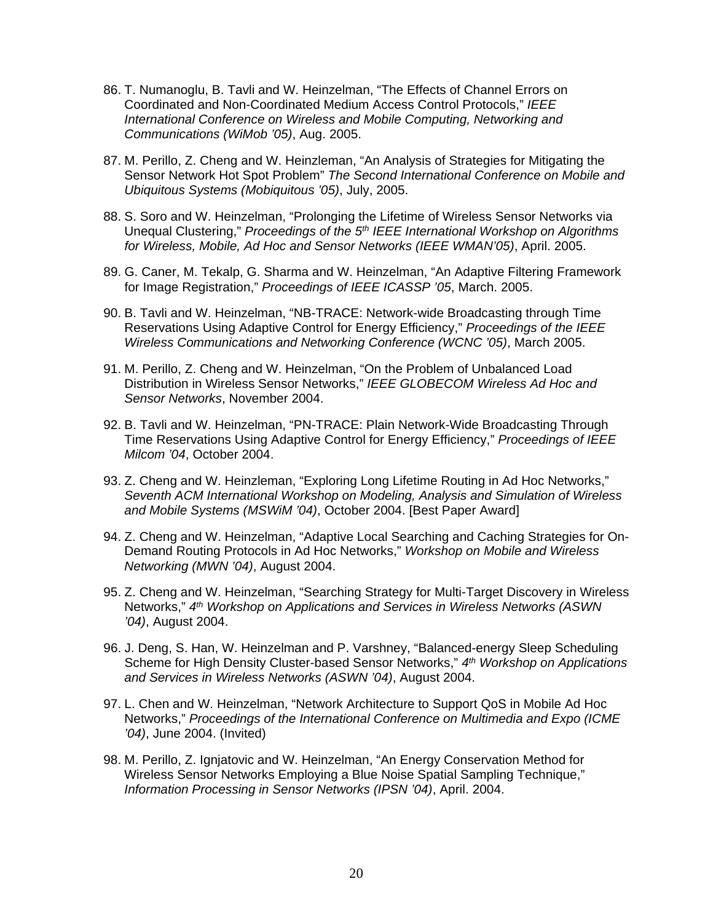86. T. Numanoglu, B. Tavli and W. Heinzelman, “The Effects of Channel Errors on Coordinated and Non-Coordinated Medium Access Control Protocols,” *IEEE International Conference on Wireless and Mobile Computing, Networking and Communications (WiMob ’05)*, Aug. 2005.

87. M. Perillo, Z. Cheng and W. Heinzleman, “An Analysis of Strategies for Mitigating the Sensor Network Hot Spot Problem” *The Second International Conference on Mobile and Ubiquitous Systems (Mobiquitous ’05)*, July, 2005.

88. S. Soro and W. Heinzelman, “Prolonging the Lifetime of Wireless Sensor Networks via Unequal Clustering,” *Proceedings of the 5th IEEE International Workshop on Algorithms for Wireless, Mobile, Ad Hoc and Sensor Networks (IEEE WMAN’05)*, April. 2005.

89. G. Caner, M. Tekalp, G. Sharma and W. Heinzelman, “An Adaptive Filtering Framework for Image Registration,” *Proceedings of IEEE ICASSP ’05*, March. 2005.

90. B. Tavli and W. Heinzelman, “NB-TRACE: Network-wide Broadcasting through Time Reservations Using Adaptive Control for Energy Efficiency,” *Proceedings of the IEEE Wireless Communications and Networking Conference (WCNC ’05)*, March 2005.

91. M. Perillo, Z. Cheng and W. Heinzelman, “On the Problem of Unbalanced Load Distribution in Wireless Sensor Networks,” *IEEE GLOBECOM Wireless Ad Hoc and Sensor Networks*, November 2004.

92. B. Tavli and W. Heinzelman, “PN-TRACE: Plain Network-Wide Broadcasting Through Time Reservations Using Adaptive Control for Energy Efficiency,” *Proceedings of IEEE Milcom ’04*, October 2004.

93. Z. Cheng and W. Heinzleman, “Exploring Long Lifetime Routing in Ad Hoc Networks,” *Seventh ACM International Workshop on Modeling, Analysis and Simulation of Wireless and Mobile Systems (MSWiM ’04)*, October 2004. [Best Paper Award]

94. Z. Cheng and W. Heinzelman, “Adaptive Local Searching and Caching Strategies for On-Demand Routing Protocols in Ad Hoc Networks,” *Workshop on Mobile and Wireless Networking (MWN ’04)*, August 2004.

95. Z. Cheng and W. Heinzelman, “Searching Strategy for Multi-Target Discovery in Wireless Networks,” *4th Workshop on Applications and Services in Wireless Networks (ASWN ’04)*, August 2004.

96. J. Deng, S. Han, W. Heinzelman and P. Varshney, “Balanced-energy Sleep Scheduling Scheme for High Density Cluster-based Sensor Networks,” *4th Workshop on Applications and Services in Wireless Networks (ASWN ’04)*, August 2004.

97. L. Chen and W. Heinzelman, “Network Architecture to Support QoS in Mobile Ad Hoc Networks,” *Proceedings of the International Conference on Multimedia and Expo (ICME ’04)*, June 2004. (Invited)

98. M. Perillo, Z. Ignjatovic and W. Heinzelman, “An Energy Conservation Method for Wireless Sensor Networks Employing a Blue Noise Spatial Sampling Technique,” *Information Processing in Sensor Networks (IPSN ’04)*, April. 2004.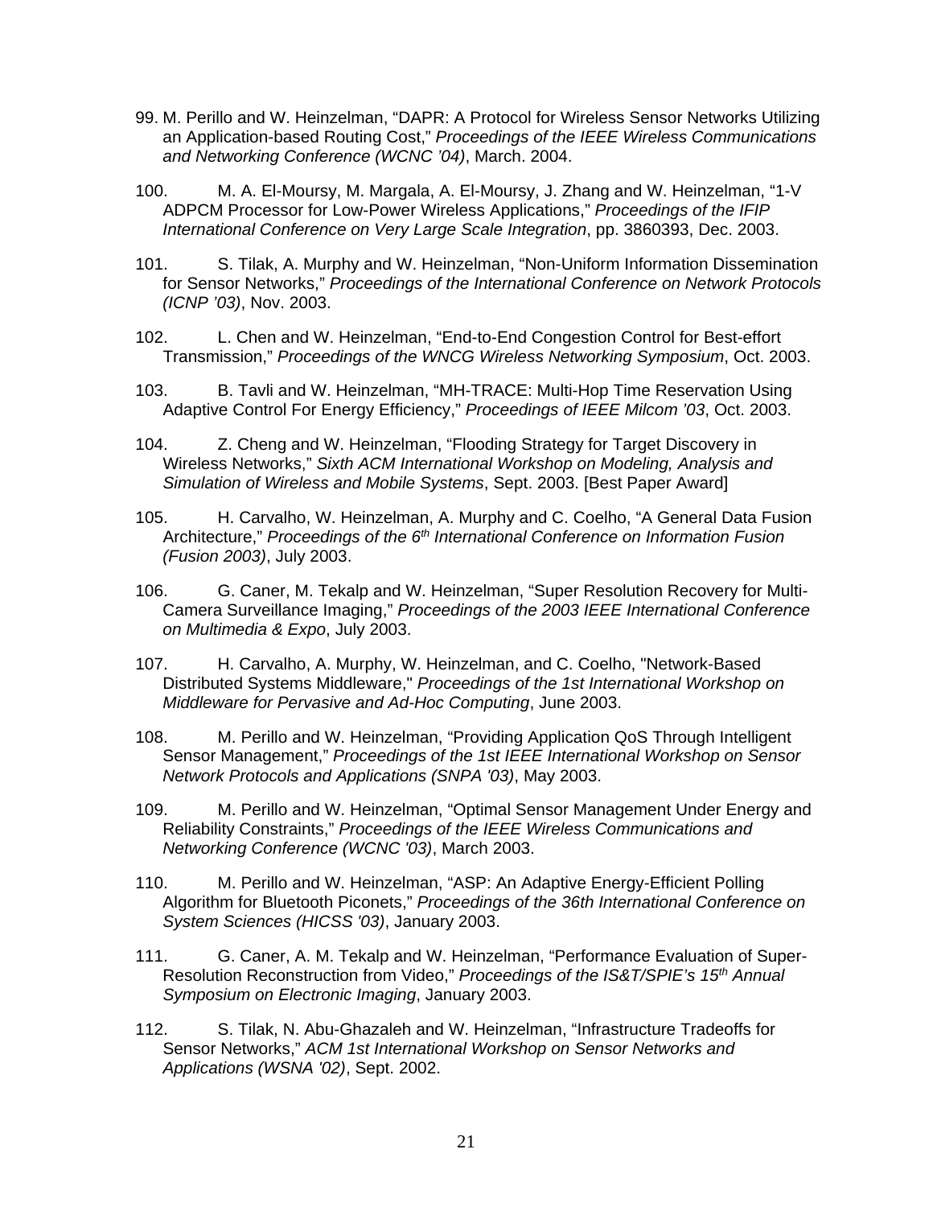99. M. Perillo and W. Heinzelman, "DAPR: A Protocol for Wireless Sensor Networks Utilizing an Application-based Routing Cost," *Proceedings of the IEEE Wireless Communications and Networking Conference (WCNC '04)*, March. 2004.

100. M. A. El-Moursy, M. Margala, A. El-Moursy, J. Zhang and W. Heinzelman, "1-V ADPCM Processor for Low-Power Wireless Applications," *Proceedings of the IFIP International Conference on Very Large Scale Integration*, pp. 3860393, Dec. 2003.

101. S. Tilak, A. Murphy and W. Heinzelman, "Non-Uniform Information Dissemination for Sensor Networks," *Proceedings of the International Conference on Network Protocols (ICNP '03)*, Nov. 2003.

102. L. Chen and W. Heinzelman, "End-to-End Congestion Control for Best-effort Transmission," *Proceedings of the WNCG Wireless Networking Symposium*, Oct. 2003.

103. B. Tavli and W. Heinzelman, "MH-TRACE: Multi-Hop Time Reservation Using Adaptive Control For Energy Efficiency," *Proceedings of IEEE Milcom '03*, Oct. 2003.

104. Z. Cheng and W. Heinzelman, "Flooding Strategy for Target Discovery in Wireless Networks," *Sixth ACM International Workshop on Modeling, Analysis and Simulation of Wireless and Mobile Systems*, Sept. 2003. [Best Paper Award]

105. H. Carvalho, W. Heinzelman, A. Murphy and C. Coelho, "A General Data Fusion Architecture," *Proceedings of the 6th International Conference on Information Fusion (Fusion 2003)*, July 2003.

106. G. Caner, M. Tekalp and W. Heinzelman, "Super Resolution Recovery for Multi-Camera Surveillance Imaging," *Proceedings of the 2003 IEEE International Conference on Multimedia & Expo*, July 2003.

107. H. Carvalho, A. Murphy, W. Heinzelman, and C. Coelho, "Network-Based Distributed Systems Middleware," *Proceedings of the 1st International Workshop on Middleware for Pervasive and Ad-Hoc Computing*, June 2003.

108. M. Perillo and W. Heinzelman, "Providing Application QoS Through Intelligent Sensor Management," *Proceedings of the 1st IEEE International Workshop on Sensor Network Protocols and Applications (SNPA '03)*, May 2003.

109. M. Perillo and W. Heinzelman, "Optimal Sensor Management Under Energy and Reliability Constraints," *Proceedings of the IEEE Wireless Communications and Networking Conference (WCNC '03)*, March 2003.

110. M. Perillo and W. Heinzelman, "ASP: An Adaptive Energy-Efficient Polling Algorithm for Bluetooth Piconets," *Proceedings of the 36th International Conference on System Sciences (HICSS '03)*, January 2003.

111. G. Caner, A. M. Tekalp and W. Heinzelman, "Performance Evaluation of Super-Resolution Reconstruction from Video," *Proceedings of the IS&T/SPIE's 15th Annual Symposium on Electronic Imaging*, January 2003.

112. S. Tilak, N. Abu-Ghazaleh and W. Heinzelman, "Infrastructure Tradeoffs for Sensor Networks," *ACM 1st International Workshop on Sensor Networks and Applications (WSNA '02)*, Sept. 2002.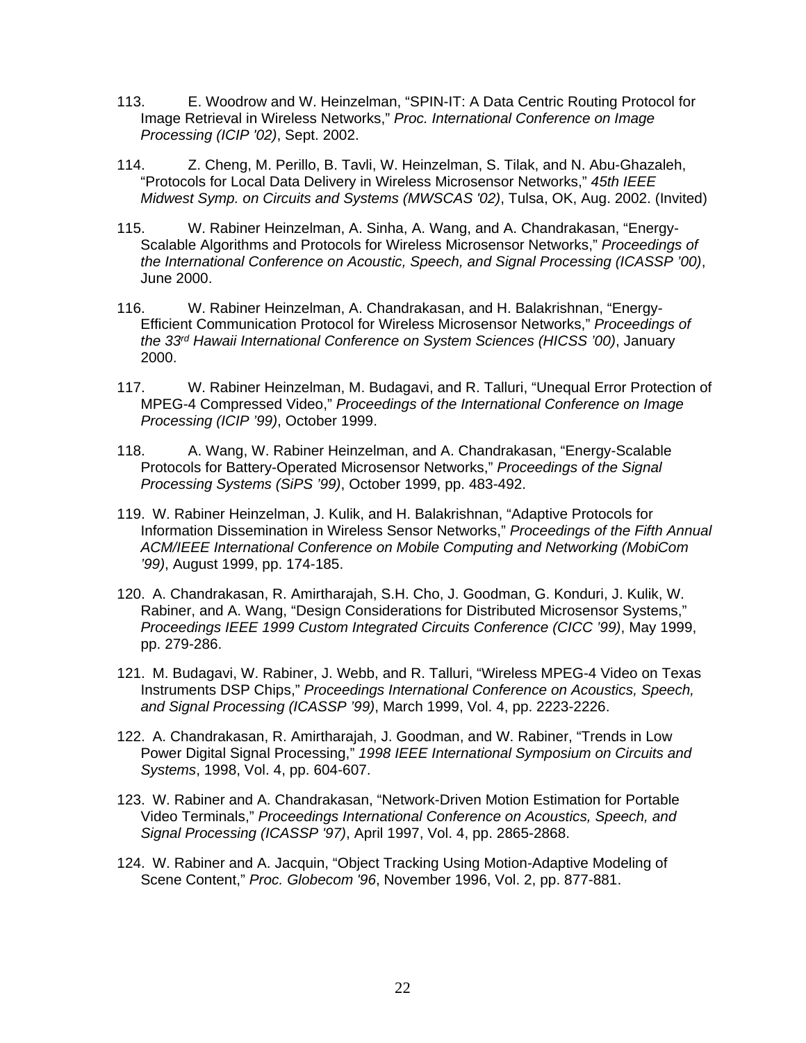113. E. Woodrow and W. Heinzelman, “SPIN-IT: A Data Centric Routing Protocol for Image Retrieval in Wireless Networks,” *Proc. International Conference on Image Processing (ICIP '02)*, Sept. 2002.

114. Z. Cheng, M. Perillo, B. Tavli, W. Heinzelman, S. Tilak, and N. Abu-Ghazaleh, “Protocols for Local Data Delivery in Wireless Microsensor Networks,” *45th IEEE Midwest Symp. on Circuits and Systems (MWSCAS '02)*, Tulsa, OK, Aug. 2002. (Invited)

115. W. Rabiner Heinzelman, A. Sinha, A. Wang, and A. Chandrakasan, “Energy-Scalable Algorithms and Protocols for Wireless Microsensor Networks,” *Proceedings of the International Conference on Acoustic, Speech, and Signal Processing (ICASSP ’00)*, June 2000.

116. W. Rabiner Heinzelman, A. Chandrakasan, and H. Balakrishnan, “Energy-Efficient Communication Protocol for Wireless Microsensor Networks,” *Proceedings of the 33rd Hawaii International Conference on System Sciences (HICSS ’00)*, January 2000.

117. W. Rabiner Heinzelman, M. Budagavi, and R. Talluri, “Unequal Error Protection of MPEG-4 Compressed Video,” *Proceedings of the International Conference on Image Processing (ICIP ’99)*, October 1999.

118. A. Wang, W. Rabiner Heinzelman, and A. Chandrakasan, “Energy-Scalable Protocols for Battery-Operated Microsensor Networks,” *Proceedings of the Signal Processing Systems (SiPS ’99)*, October 1999, pp. 483-492.

119. W. Rabiner Heinzelman, J. Kulik, and H. Balakrishnan, “Adaptive Protocols for Information Dissemination in Wireless Sensor Networks,” *Proceedings of the Fifth Annual ACM/IEEE International Conference on Mobile Computing and Networking (MobiCom ’99)*, August 1999, pp. 174-185.

120. A. Chandrakasan, R. Amirtharajah, S.H. Cho, J. Goodman, G. Konduri, J. Kulik, W. Rabiner, and A. Wang, “Design Considerations for Distributed Microsensor Systems,” *Proceedings IEEE 1999 Custom Integrated Circuits Conference (CICC ’99)*, May 1999, pp. 279-286.

121. M. Budagavi, W. Rabiner, J. Webb, and R. Talluri, “Wireless MPEG-4 Video on Texas Instruments DSP Chips,” *Proceedings International Conference on Acoustics, Speech, and Signal Processing (ICASSP ’99)*, March 1999, Vol. 4, pp. 2223-2226.

122. A. Chandrakasan, R. Amirtharajah, J. Goodman, and W. Rabiner, “Trends in Low Power Digital Signal Processing,” *1998 IEEE International Symposium on Circuits and Systems*, 1998, Vol. 4, pp. 604-607.

123. W. Rabiner and A. Chandrakasan, “Network-Driven Motion Estimation for Portable Video Terminals,” *Proceedings International Conference on Acoustics, Speech, and Signal Processing (ICASSP '97)*, April 1997, Vol. 4, pp. 2865-2868.

124. W. Rabiner and A. Jacquin, “Object Tracking Using Motion-Adaptive Modeling of Scene Content,” *Proc. Globecom '96*, November 1996, Vol. 2, pp. 877-881.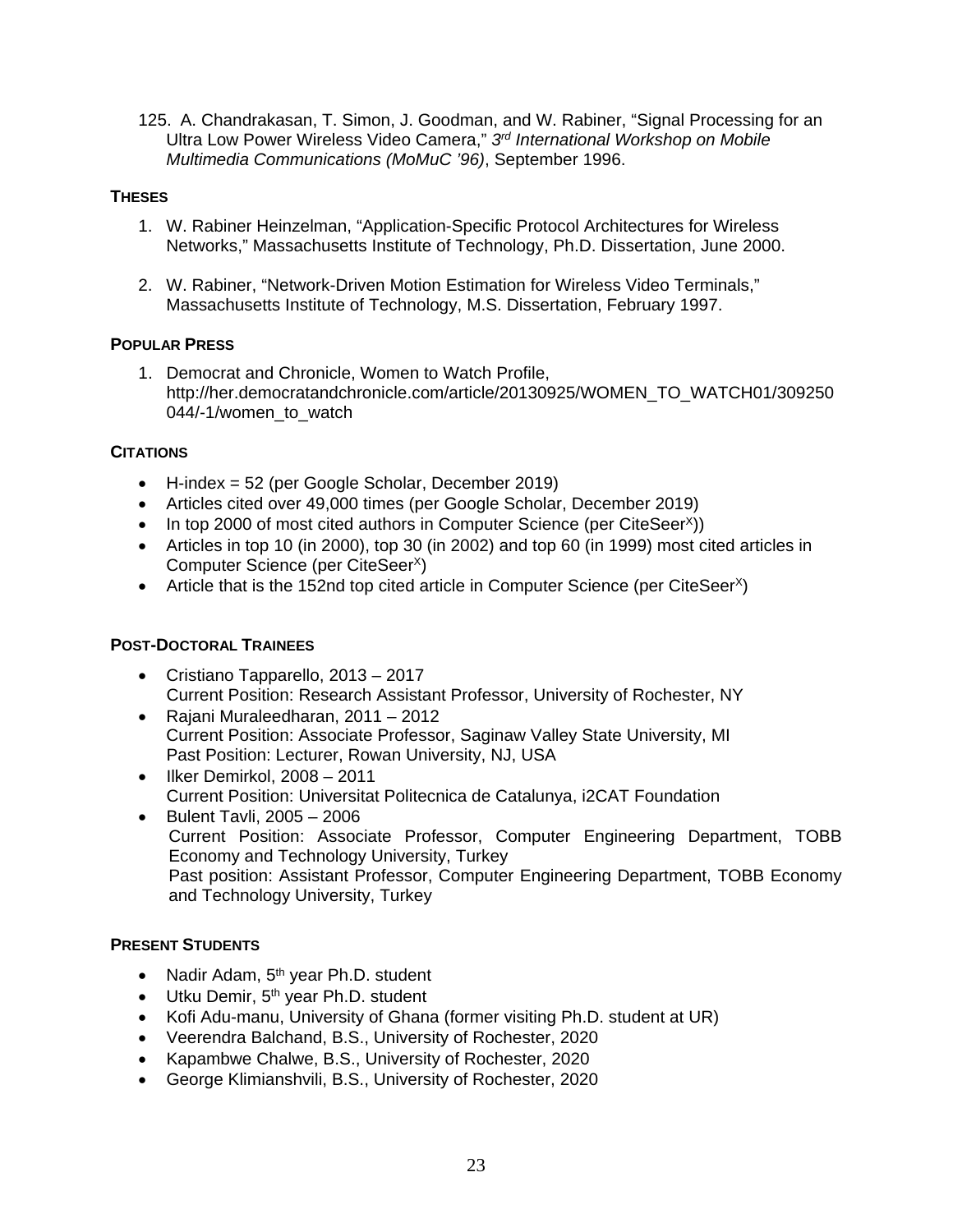125. A. Chandrakasan, T. Simon, J. Goodman, and W. Rabiner, "Signal Processing for an Ultra Low Power Wireless Video Camera," *3rd International Workshop on Mobile Multimedia Communications (MoMuC '96)*, September 1996.

## THESES

1. W. Rabiner Heinzelman, "Application-Specific Protocol Architectures for Wireless Networks," Massachusetts Institute of Technology, Ph.D. Dissertation, June 2000.

2. W. Rabiner, "Network-Driven Motion Estimation for Wireless Video Terminals," Massachusetts Institute of Technology, M.S. Dissertation, February 1997.

## POPULAR PRESS

1. Democrat and Chronicle, Women to Watch Profile, http://her.democratandchronicle.com/article/20130925/WOMEN_TO_WATCH01/309250044/-1/women_to_watch

## CITATIONS

- H-index = 52 (per Google Scholar, December 2019)
- Articles cited over 49,000 times (per Google Scholar, December 2019)
- In top 2000 of most cited authors in Computer Science (per CiteSeer$^X$))
- Articles in top 10 (in 2000), top 30 (in 2002) and top 60 (in 1999) most cited articles in Computer Science (per CiteSeer$^X$)
- Article that is the 152nd top cited article in Computer Science (per CiteSeer$^X$)

## POST-DOCTORAL TRAINEES

- Cristiano Tapparello, 2013 – 2017
  Current Position: Research Assistant Professor, University of Rochester, NY
- Rajani Muraleedharan, 2011 – 2012
  Current Position: Associate Professor, Saginaw Valley State University, MI
  Past Position: Lecturer, Rowan University, NJ, USA
- Ilker Demirkol, 2008 – 2011
  Current Position: Universitat Politecnica de Catalunya, i2CAT Foundation
- Bulent Tavli, 2005 – 2006
  Current Position: Associate Professor, Computer Engineering Department, TOBB Economy and Technology University, Turkey
  Past position: Assistant Professor, Computer Engineering Department, TOBB Economy and Technology University, Turkey

## PRESENT STUDENTS

- Nadir Adam, 5th year Ph.D. student
- Utku Demir, 5th year Ph.D. student
- Kofi Adu-manu, University of Ghana (former visiting Ph.D. student at UR)
- Veerendra Balchand, B.S., University of Rochester, 2020
- Kapambwe Chalwe, B.S., University of Rochester, 2020
- George Klimianshvili, B.S., University of Rochester, 2020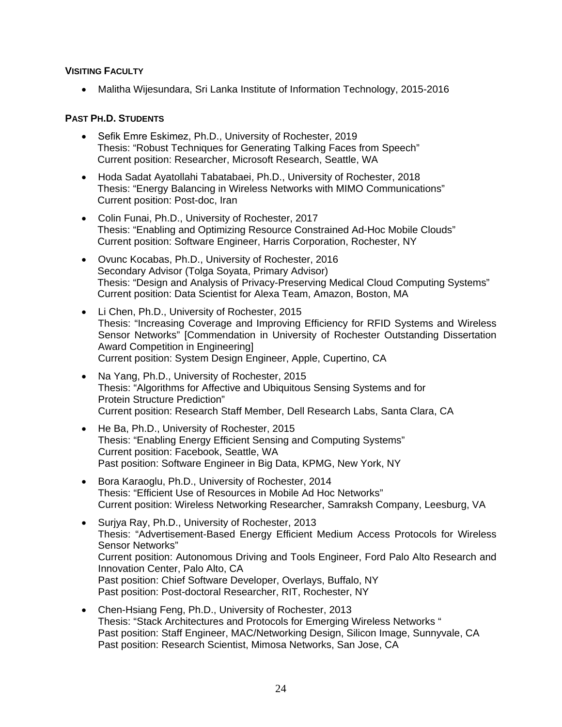### VISITING FACULTY

- Malitha Wijesundara, Sri Lanka Institute of Information Technology, 2015-2016

### PAST PH.D. STUDENTS

- Sefik Emre Eskimez, Ph.D., University of Rochester, 2019
  Thesis: "Robust Techniques for Generating Talking Faces from Speech"
  Current position: Researcher, Microsoft Research, Seattle, WA

- Hoda Sadat Ayatollahi Tabatabaei, Ph.D., University of Rochester, 2018
  Thesis: "Energy Balancing in Wireless Networks with MIMO Communications"
  Current position: Post-doc, Iran

- Colin Funai, Ph.D., University of Rochester, 2017
  Thesis: "Enabling and Optimizing Resource Constrained Ad-Hoc Mobile Clouds"
  Current position: Software Engineer, Harris Corporation, Rochester, NY

- Ovunc Kocabas, Ph.D., University of Rochester, 2016
  Secondary Advisor (Tolga Soyata, Primary Advisor)
  Thesis: "Design and Analysis of Privacy-Preserving Medical Cloud Computing Systems"
  Current position: Data Scientist for Alexa Team, Amazon, Boston, MA

- Li Chen, Ph.D., University of Rochester, 2015
  Thesis: "Increasing Coverage and Improving Efficiency for RFID Systems and Wireless Sensor Networks" [Commendation in University of Rochester Outstanding Dissertation Award Competition in Engineering]
  Current position: System Design Engineer, Apple, Cupertino, CA

- Na Yang, Ph.D., University of Rochester, 2015
  Thesis: "Algorithms for Affective and Ubiquitous Sensing Systems and for Protein Structure Prediction"
  Current position: Research Staff Member, Dell Research Labs, Santa Clara, CA

- He Ba, Ph.D., University of Rochester, 2015
  Thesis: "Enabling Energy Efficient Sensing and Computing Systems"
  Current position: Facebook, Seattle, WA
  Past position: Software Engineer in Big Data, KPMG, New York, NY

- Bora Karaoglu, Ph.D., University of Rochester, 2014
  Thesis: "Efficient Use of Resources in Mobile Ad Hoc Networks"
  Current position: Wireless Networking Researcher, Samraksh Company, Leesburg, VA

- Surjya Ray, Ph.D., University of Rochester, 2013
  Thesis: "Advertisement-Based Energy Efficient Medium Access Protocols for Wireless Sensor Networks"
  Current position: Autonomous Driving and Tools Engineer, Ford Palo Alto Research and Innovation Center, Palo Alto, CA
  Past position: Chief Software Developer, Overlays, Buffalo, NY
  Past position: Post-doctoral Researcher, RIT, Rochester, NY

- Chen-Hsiang Feng, Ph.D., University of Rochester, 2013
  Thesis: "Stack Architectures and Protocols for Emerging Wireless Networks "
  Past position: Staff Engineer, MAC/Networking Design, Silicon Image, Sunnyvale, CA
  Past position: Research Scientist, Mimosa Networks, San Jose, CA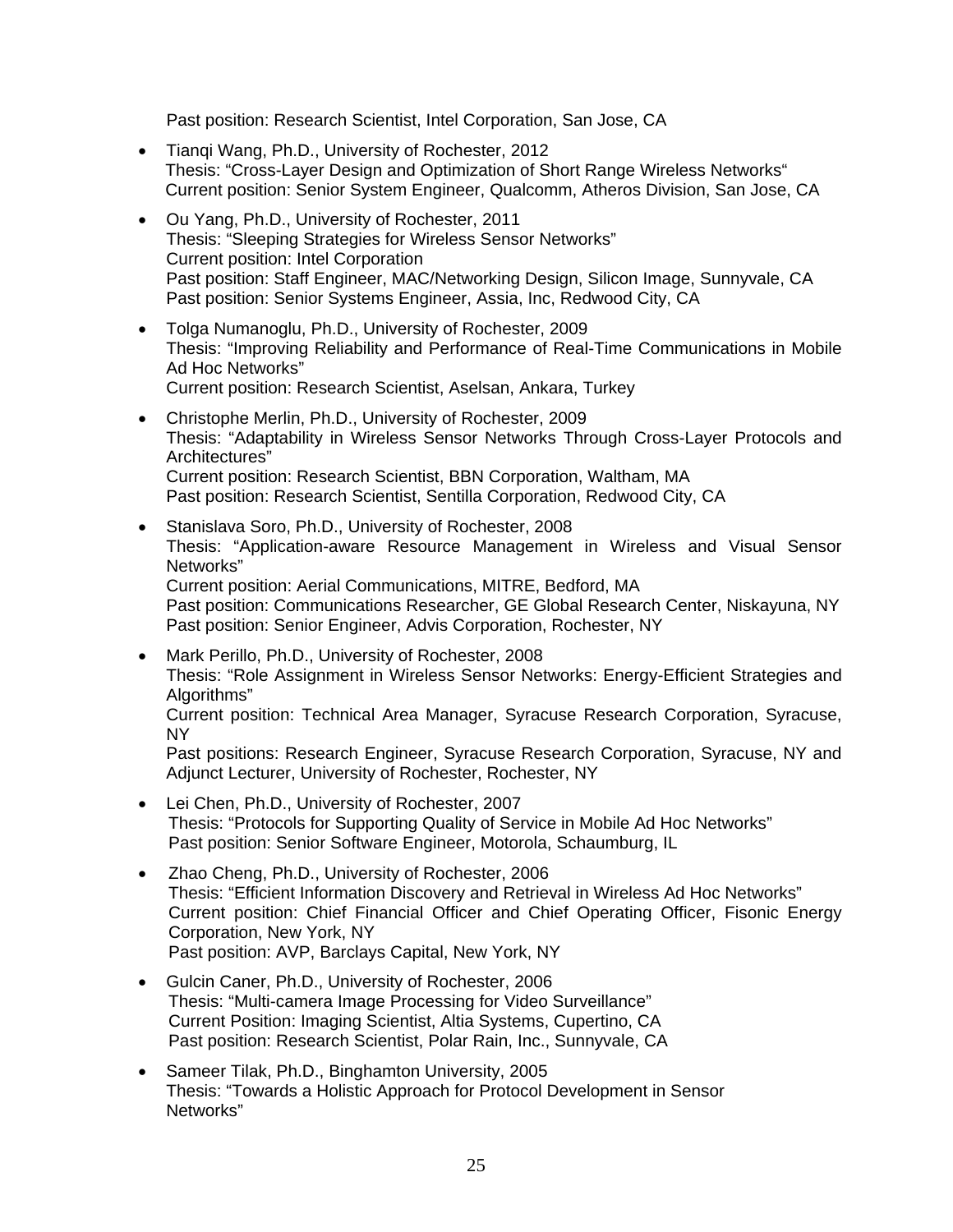Past position: Research Scientist, Intel Corporation, San Jose, CA

- Tianqi Wang, Ph.D., University of Rochester, 2012
  Thesis: "Cross-Layer Design and Optimization of Short Range Wireless Networks"
  Current position: Senior System Engineer, Qualcomm, Atheros Division, San Jose, CA

- Ou Yang, Ph.D., University of Rochester, 2011
  Thesis: "Sleeping Strategies for Wireless Sensor Networks"
  Current position: Intel Corporation
  Past position: Staff Engineer, MAC/Networking Design, Silicon Image, Sunnyvale, CA
  Past position: Senior Systems Engineer, Assia, Inc, Redwood City, CA

- Tolga Numanoglu, Ph.D., University of Rochester, 2009
  Thesis: "Improving Reliability and Performance of Real-Time Communications in Mobile Ad Hoc Networks"
  Current position: Research Scientist, Aselsan, Ankara, Turkey

- Christophe Merlin, Ph.D., University of Rochester, 2009
  Thesis: "Adaptability in Wireless Sensor Networks Through Cross-Layer Protocols and Architectures"
  Current position: Research Scientist, BBN Corporation, Waltham, MA
  Past position: Research Scientist, Sentilla Corporation, Redwood City, CA

- Stanislava Soro, Ph.D., University of Rochester, 2008
  Thesis: "Application-aware Resource Management in Wireless and Visual Sensor Networks"
  Current position: Aerial Communications, MITRE, Bedford, MA
  Past position: Communications Researcher, GE Global Research Center, Niskayuna, NY
  Past position: Senior Engineer, Advis Corporation, Rochester, NY

- Mark Perillo, Ph.D., University of Rochester, 2008
  Thesis: "Role Assignment in Wireless Sensor Networks: Energy-Efficient Strategies and Algorithms"
  Current position: Technical Area Manager, Syracuse Research Corporation, Syracuse, NY
  Past positions: Research Engineer, Syracuse Research Corporation, Syracuse, NY and Adjunct Lecturer, University of Rochester, Rochester, NY

- Lei Chen, Ph.D., University of Rochester, 2007
  Thesis: "Protocols for Supporting Quality of Service in Mobile Ad Hoc Networks"
  Past position: Senior Software Engineer, Motorola, Schaumburg, IL

- Zhao Cheng, Ph.D., University of Rochester, 2006
  Thesis: "Efficient Information Discovery and Retrieval in Wireless Ad Hoc Networks"
  Current position: Chief Financial Officer and Chief Operating Officer, Fisonic Energy Corporation, New York, NY
  Past position: AVP, Barclays Capital, New York, NY

- Gulcin Caner, Ph.D., University of Rochester, 2006
  Thesis: "Multi-camera Image Processing for Video Surveillance"
  Current Position: Imaging Scientist, Altia Systems, Cupertino, CA
  Past position: Research Scientist, Polar Rain, Inc., Sunnyvale, CA

- Sameer Tilak, Ph.D., Binghamton University, 2005
  Thesis: "Towards a Holistic Approach for Protocol Development in Sensor Networks"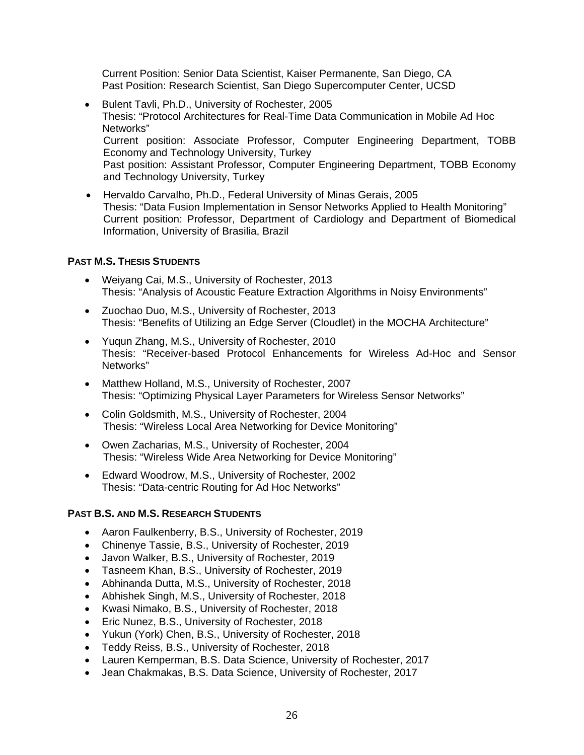Current Position: Senior Data Scientist, Kaiser Permanente, San Diego, CA
Past Position: Research Scientist, San Diego Supercomputer Center, UCSD

- Bulent Tavli, Ph.D., University of Rochester, 2005
  Thesis: "Protocol Architectures for Real-Time Data Communication in Mobile Ad Hoc Networks"
  Current position: Associate Professor, Computer Engineering Department, TOBB Economy and Technology University, Turkey
  Past position: Assistant Professor, Computer Engineering Department, TOBB Economy and Technology University, Turkey

- Hervaldo Carvalho, Ph.D., Federal University of Minas Gerais, 2005
  Thesis: "Data Fusion Implementation in Sensor Networks Applied to Health Monitoring"
  Current position: Professor, Department of Cardiology and Department of Biomedical Information, University of Brasilia, Brazil

### PAST M.S. THESIS STUDENTS

- Weiyang Cai, M.S., University of Rochester, 2013
  Thesis: "Analysis of Acoustic Feature Extraction Algorithms in Noisy Environments"

- Zuochao Duo, M.S., University of Rochester, 2013
  Thesis: "Benefits of Utilizing an Edge Server (Cloudlet) in the MOCHA Architecture"

- Yuqun Zhang, M.S., University of Rochester, 2010
  Thesis: "Receiver-based Protocol Enhancements for Wireless Ad-Hoc and Sensor Networks"

- Matthew Holland, M.S., University of Rochester, 2007
  Thesis: "Optimizing Physical Layer Parameters for Wireless Sensor Networks"

- Colin Goldsmith, M.S., University of Rochester, 2004
  Thesis: "Wireless Local Area Networking for Device Monitoring"

- Owen Zacharias, M.S., University of Rochester, 2004
  Thesis: "Wireless Wide Area Networking for Device Monitoring"

- Edward Woodrow, M.S., University of Rochester, 2002
  Thesis: "Data-centric Routing for Ad Hoc Networks"

### PAST B.S. AND M.S. RESEARCH STUDENTS

- Aaron Faulkenberry, B.S., University of Rochester, 2019
- Chinenye Tassie, B.S., University of Rochester, 2019
- Javon Walker, B.S., University of Rochester, 2019
- Tasneem Khan, B.S., University of Rochester, 2019
- Abhinanda Dutta, M.S., University of Rochester, 2018
- Abhishek Singh, M.S., University of Rochester, 2018
- Kwasi Nimako, B.S., University of Rochester, 2018
- Eric Nunez, B.S., University of Rochester, 2018
- Yukun (York) Chen, B.S., University of Rochester, 2018
- Teddy Reiss, B.S., University of Rochester, 2018
- Lauren Kemperman, B.S. Data Science, University of Rochester, 2017
- Jean Chakmakas, B.S. Data Science, University of Rochester, 2017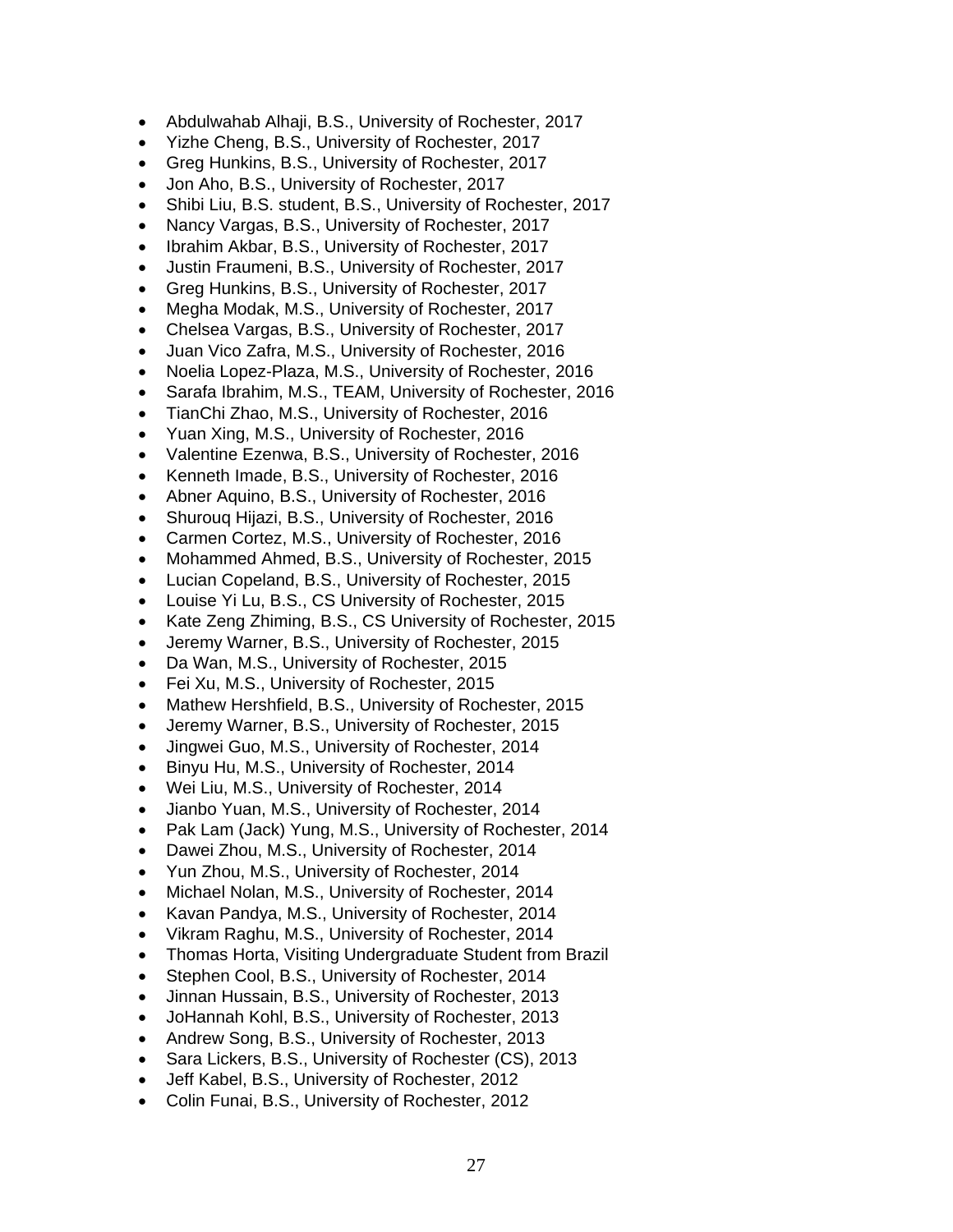- Abdulwahab Alhaji, B.S., University of Rochester, 2017
- Yizhe Cheng, B.S., University of Rochester, 2017
- Greg Hunkins, B.S., University of Rochester, 2017
- Jon Aho, B.S., University of Rochester, 2017
- Shibi Liu, B.S. student, B.S., University of Rochester, 2017
- Nancy Vargas, B.S., University of Rochester, 2017
- Ibrahim Akbar, B.S., University of Rochester, 2017
- Justin Fraumeni, B.S., University of Rochester, 2017
- Greg Hunkins, B.S., University of Rochester, 2017
- Megha Modak, M.S., University of Rochester, 2017
- Chelsea Vargas, B.S., University of Rochester, 2017
- Juan Vico Zafra, M.S., University of Rochester, 2016
- Noelia Lopez-Plaza, M.S., University of Rochester, 2016
- Sarafa Ibrahim, M.S., TEAM, University of Rochester, 2016
- TianChi Zhao, M.S., University of Rochester, 2016
- Yuan Xing, M.S., University of Rochester, 2016
- Valentine Ezenwa, B.S., University of Rochester, 2016
- Kenneth Imade, B.S., University of Rochester, 2016
- Abner Aquino, B.S., University of Rochester, 2016
- Shurouq Hijazi, B.S., University of Rochester, 2016
- Carmen Cortez, M.S., University of Rochester, 2016
- Mohammed Ahmed, B.S., University of Rochester, 2015
- Lucian Copeland, B.S., University of Rochester, 2015
- Louise Yi Lu, B.S., CS University of Rochester, 2015
- Kate Zeng Zhiming, B.S., CS University of Rochester, 2015
- Jeremy Warner, B.S., University of Rochester, 2015
- Da Wan, M.S., University of Rochester, 2015
- Fei Xu, M.S., University of Rochester, 2015
- Mathew Hershfield, B.S., University of Rochester, 2015
- Jeremy Warner, B.S., University of Rochester, 2015
- Jingwei Guo, M.S., University of Rochester, 2014
- Binyu Hu, M.S., University of Rochester, 2014
- Wei Liu, M.S., University of Rochester, 2014
- Jianbo Yuan, M.S., University of Rochester, 2014
- Pak Lam (Jack) Yung, M.S., University of Rochester, 2014
- Dawei Zhou, M.S., University of Rochester, 2014
- Yun Zhou, M.S., University of Rochester, 2014
- Michael Nolan, M.S., University of Rochester, 2014
- Kavan Pandya, M.S., University of Rochester, 2014
- Vikram Raghu, M.S., University of Rochester, 2014
- Thomas Horta, Visiting Undergraduate Student from Brazil
- Stephen Cool, B.S., University of Rochester, 2014
- Jinnan Hussain, B.S., University of Rochester, 2013
- JoHannah Kohl, B.S., University of Rochester, 2013
- Andrew Song, B.S., University of Rochester, 2013
- Sara Lickers, B.S., University of Rochester (CS), 2013
- Jeff Kabel, B.S., University of Rochester, 2012
- Colin Funai, B.S., University of Rochester, 2012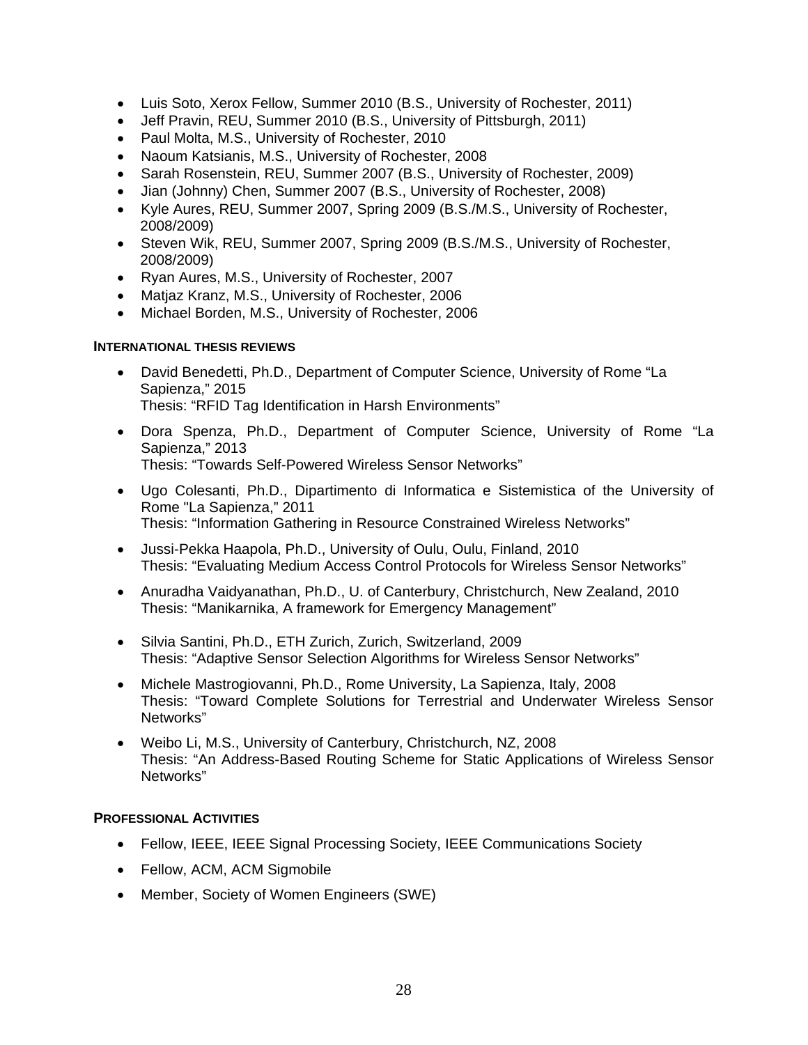- Luis Soto, Xerox Fellow, Summer 2010 (B.S., University of Rochester, 2011)
- Jeff Pravin, REU, Summer 2010 (B.S., University of Pittsburgh, 2011)
- Paul Molta, M.S., University of Rochester, 2010
- Naoum Katsianis, M.S., University of Rochester, 2008
- Sarah Rosenstein, REU, Summer 2007 (B.S., University of Rochester, 2009)
- Jian (Johnny) Chen, Summer 2007 (B.S., University of Rochester, 2008)
- Kyle Aures, REU, Summer 2007, Spring 2009 (B.S./M.S., University of Rochester, 2008/2009)
- Steven Wik, REU, Summer 2007, Spring 2009 (B.S./M.S., University of Rochester, 2008/2009)
- Ryan Aures, M.S., University of Rochester, 2007
- Matjaz Kranz, M.S., University of Rochester, 2006
- Michael Borden, M.S., University of Rochester, 2006

#### INTERNATIONAL THESIS REVIEWS

- David Benedetti, Ph.D., Department of Computer Science, University of Rome "La Sapienza," 2015
  Thesis: "RFID Tag Identification in Harsh Environments"
- Dora Spenza, Ph.D., Department of Computer Science, University of Rome "La Sapienza," 2013
  Thesis: "Towards Self-Powered Wireless Sensor Networks"
- Ugo Colesanti, Ph.D., Dipartimento di Informatica e Sistemistica of the University of Rome "La Sapienza," 2011
  Thesis: "Information Gathering in Resource Constrained Wireless Networks"
- Jussi-Pekka Haapola, Ph.D., University of Oulu, Oulu, Finland, 2010
  Thesis: "Evaluating Medium Access Control Protocols for Wireless Sensor Networks"
- Anuradha Vaidyanathan, Ph.D., U. of Canterbury, Christchurch, New Zealand, 2010
  Thesis: "Manikarnika, A framework for Emergency Management"
- Silvia Santini, Ph.D., ETH Zurich, Zurich, Switzerland, 2009
  Thesis: "Adaptive Sensor Selection Algorithms for Wireless Sensor Networks"
- Michele Mastrogiovanni, Ph.D., Rome University, La Sapienza, Italy, 2008
  Thesis: "Toward Complete Solutions for Terrestrial and Underwater Wireless Sensor Networks"
- Weibo Li, M.S., University of Canterbury, Christchurch, NZ, 2008
  Thesis: "An Address-Based Routing Scheme for Static Applications of Wireless Sensor Networks"

#### PROFESSIONAL ACTIVITIES

- Fellow, IEEE, IEEE Signal Processing Society, IEEE Communications Society
- Fellow, ACM, ACM Sigmobile
- Member, Society of Women Engineers (SWE)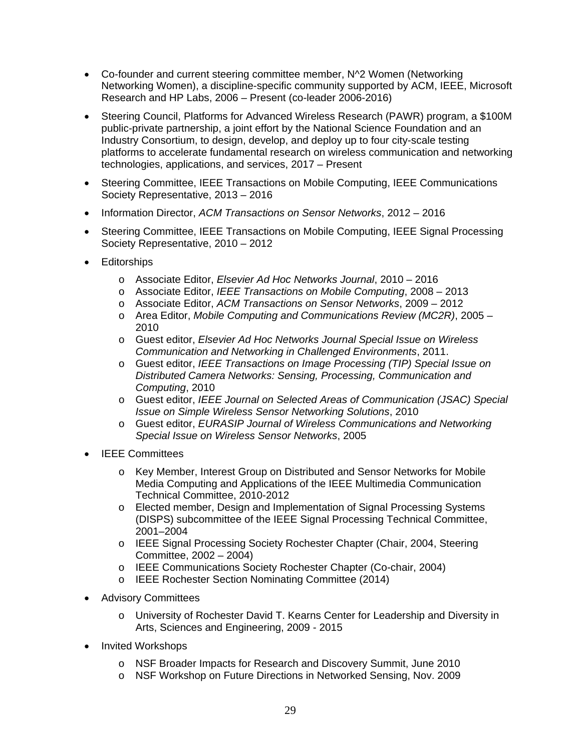- Co-founder and current steering committee member, N^2 Women (Networking Networking Women), a discipline-specific community supported by ACM, IEEE, Microsoft Research and HP Labs, 2006 – Present (co-leader 2006-2016)
- Steering Council, Platforms for Advanced Wireless Research (PAWR) program, a $100M public-private partnership, a joint effort by the National Science Foundation and an Industry Consortium, to design, develop, and deploy up to four city-scale testing platforms to accelerate fundamental research on wireless communication and networking technologies, applications, and services, 2017 – Present
- Steering Committee, IEEE Transactions on Mobile Computing, IEEE Communications Society Representative, 2013 – 2016
- Information Director, *ACM Transactions on Sensor Networks*, 2012 – 2016
- Steering Committee, IEEE Transactions on Mobile Computing, IEEE Signal Processing Society Representative, 2010 – 2012
- Editorships
  - Associate Editor, *Elsevier Ad Hoc Networks Journal*, 2010 – 2016
  - Associate Editor, *IEEE Transactions on Mobile Computing*, 2008 – 2013
  - Associate Editor, *ACM Transactions on Sensor Networks*, 2009 – 2012
  - Area Editor, *Mobile Computing and Communications Review (MC2R)*, 2005 – 2010
  - Guest editor, *Elsevier Ad Hoc Networks Journal Special Issue on Wireless Communication and Networking in Challenged Environments*, 2011.
  - Guest editor, *IEEE Transactions on Image Processing (TIP) Special Issue on Distributed Camera Networks: Sensing, Processing, Communication and Computing*, 2010
  - Guest editor, *IEEE Journal on Selected Areas of Communication (JSAC) Special Issue on Simple Wireless Sensor Networking Solutions*, 2010
  - Guest editor, *EURASIP Journal of Wireless Communications and Networking Special Issue on Wireless Sensor Networks*, 2005
- IEEE Committees
  - Key Member, Interest Group on Distributed and Sensor Networks for Mobile Media Computing and Applications of the IEEE Multimedia Communication Technical Committee, 2010-2012
  - Elected member, Design and Implementation of Signal Processing Systems (DISPS) subcommittee of the IEEE Signal Processing Technical Committee, 2001–2004
  - IEEE Signal Processing Society Rochester Chapter (Chair, 2004, Steering Committee, 2002 – 2004)
  - IEEE Communications Society Rochester Chapter (Co-chair, 2004)
  - IEEE Rochester Section Nominating Committee (2014)
- Advisory Committees
  - University of Rochester David T. Kearns Center for Leadership and Diversity in Arts, Sciences and Engineering, 2009 - 2015
- Invited Workshops
  - NSF Broader Impacts for Research and Discovery Summit, June 2010
  - NSF Workshop on Future Directions in Networked Sensing, Nov. 2009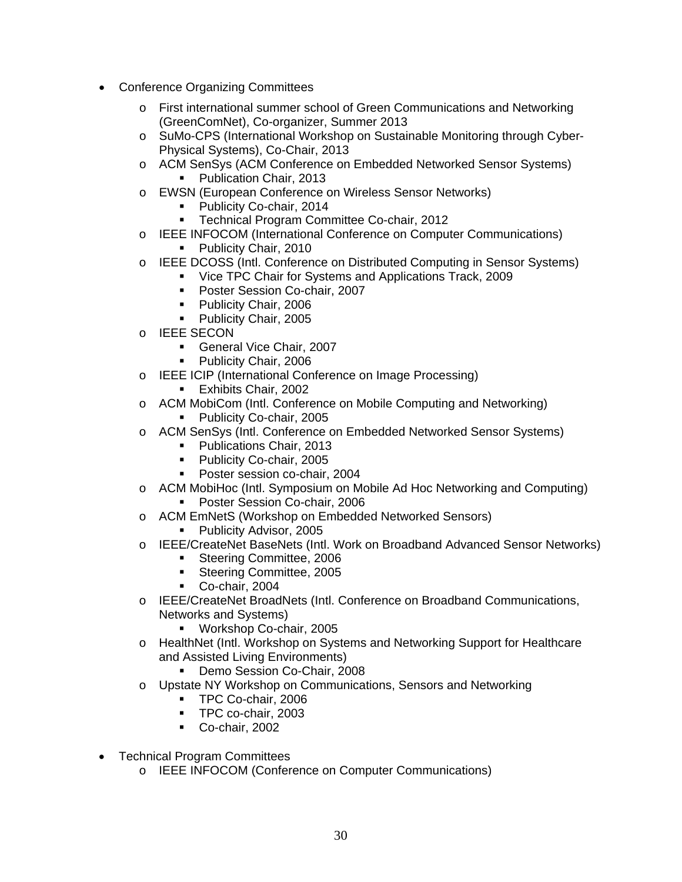- Conference Organizing Committees
  - First international summer school of Green Communications and Networking (GreenComNet), Co-organizer, Summer 2013
  - SuMo-CPS (International Workshop on Sustainable Monitoring through Cyber-Physical Systems), Co-Chair, 2013
  - ACM SenSys (ACM Conference on Embedded Networked Sensor Systems)
    - Publication Chair, 2013
  - EWSN (European Conference on Wireless Sensor Networks)
    - Publicity Co-chair, 2014
    - Technical Program Committee Co-chair, 2012
  - IEEE INFOCOM (International Conference on Computer Communications)
    - Publicity Chair, 2010
  - IEEE DCOSS (Intl. Conference on Distributed Computing in Sensor Systems)
    - Vice TPC Chair for Systems and Applications Track, 2009
    - Poster Session Co-chair, 2007
    - Publicity Chair, 2006
    - Publicity Chair, 2005
  - IEEE SECON
    - General Vice Chair, 2007
    - Publicity Chair, 2006
  - IEEE ICIP (International Conference on Image Processing)
    - Exhibits Chair, 2002
  - ACM MobiCom (Intl. Conference on Mobile Computing and Networking)
    - Publicity Co-chair, 2005
  - ACM SenSys (Intl. Conference on Embedded Networked Sensor Systems)
    - Publications Chair, 2013
    - Publicity Co-chair, 2005
    - Poster session co-chair, 2004
  - ACM MobiHoc (Intl. Symposium on Mobile Ad Hoc Networking and Computing)
    - Poster Session Co-chair, 2006
  - ACM EmNetS (Workshop on Embedded Networked Sensors)
    - Publicity Advisor, 2005
  - IEEE/CreateNet BaseNets (Intl. Work on Broadband Advanced Sensor Networks)
    - Steering Committee, 2006
    - Steering Committee, 2005
    - Co-chair, 2004
  - IEEE/CreateNet BroadNets (Intl. Conference on Broadband Communications, Networks and Systems)
    - Workshop Co-chair, 2005
  - HealthNet (Intl. Workshop on Systems and Networking Support for Healthcare and Assisted Living Environments)
    - Demo Session Co-Chair, 2008
  - Upstate NY Workshop on Communications, Sensors and Networking
    - TPC Co-chair, 2006
    - TPC co-chair, 2003
    - Co-chair, 2002

- Technical Program Committees
  - IEEE INFOCOM (Conference on Computer Communications)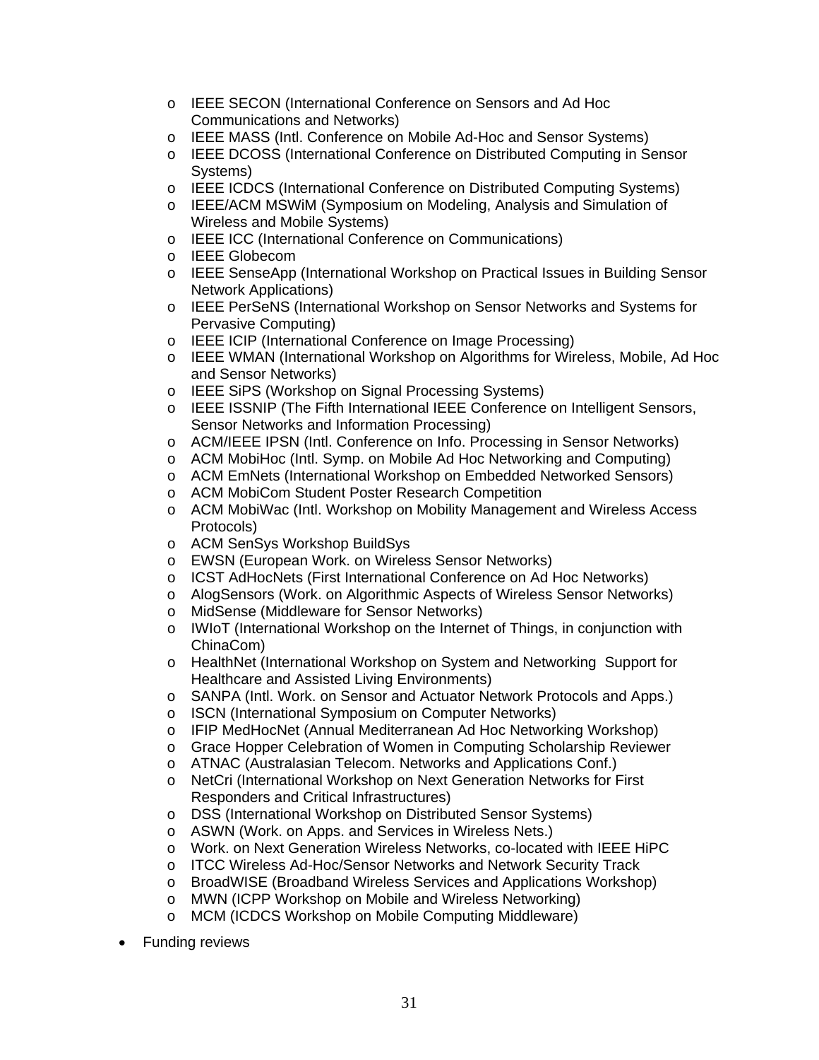- IEEE SECON (International Conference on Sensors and Ad Hoc Communications and Networks)
  - IEEE MASS (Intl. Conference on Mobile Ad-Hoc and Sensor Systems)
  - IEEE DCOSS (International Conference on Distributed Computing in Sensor Systems)
  - IEEE ICDCS (International Conference on Distributed Computing Systems)
  - IEEE/ACM MSWiM (Symposium on Modeling, Analysis and Simulation of Wireless and Mobile Systems)
  - IEEE ICC (International Conference on Communications)
  - IEEE Globecom
  - IEEE SenseApp (International Workshop on Practical Issues in Building Sensor Network Applications)
  - IEEE PerSeNS (International Workshop on Sensor Networks and Systems for Pervasive Computing)
  - IEEE ICIP (International Conference on Image Processing)
  - IEEE WMAN (International Workshop on Algorithms for Wireless, Mobile, Ad Hoc and Sensor Networks)
  - IEEE SiPS (Workshop on Signal Processing Systems)
  - IEEE ISSNIP (The Fifth International IEEE Conference on Intelligent Sensors, Sensor Networks and Information Processing)
  - ACM/IEEE IPSN (Intl. Conference on Info. Processing in Sensor Networks)
  - ACM MobiHoc (Intl. Symp. on Mobile Ad Hoc Networking and Computing)
  - ACM EmNets (International Workshop on Embedded Networked Sensors)
  - ACM MobiCom Student Poster Research Competition
  - ACM MobiWac (Intl. Workshop on Mobility Management and Wireless Access Protocols)
  - ACM SenSys Workshop BuildSys
  - EWSN (European Work. on Wireless Sensor Networks)
  - ICST AdHocNets (First International Conference on Ad Hoc Networks)
  - AlogSensors (Work. on Algorithmic Aspects of Wireless Sensor Networks)
  - MidSense (Middleware for Sensor Networks)
  - IWIoT (International Workshop on the Internet of Things, in conjunction with ChinaCom)
  - HealthNet (International Workshop on System and Networking Support for Healthcare and Assisted Living Environments)
  - SANPA (Intl. Work. on Sensor and Actuator Network Protocols and Apps.)
  - ISCN (International Symposium on Computer Networks)
  - IFIP MedHocNet (Annual Mediterranean Ad Hoc Networking Workshop)
  - Grace Hopper Celebration of Women in Computing Scholarship Reviewer
  - ATNAC (Australasian Telecom. Networks and Applications Conf.)
  - NetCri (International Workshop on Next Generation Networks for First Responders and Critical Infrastructures)
  - DSS (International Workshop on Distributed Sensor Systems)
  - ASWN (Work. on Apps. and Services in Wireless Nets.)
  - Work. on Next Generation Wireless Networks, co-located with IEEE HiPC
  - ITCC Wireless Ad-Hoc/Sensor Networks and Network Security Track
  - BroadWISE (Broadband Wireless Services and Applications Workshop)
  - MWN (ICPP Workshop on Mobile and Wireless Networking)
  - MCM (ICDCS Workshop on Mobile Computing Middleware)

- Funding reviews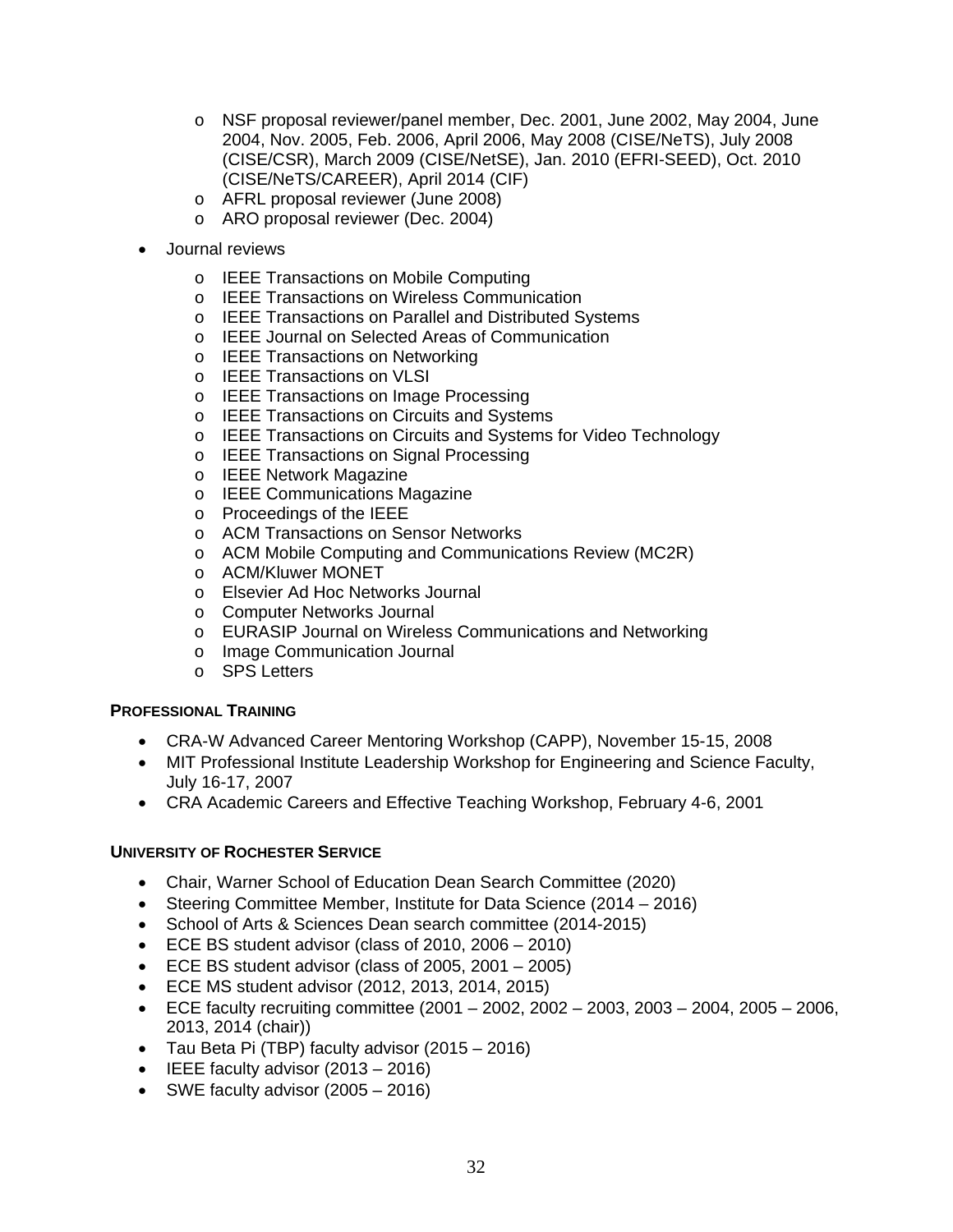- NSF proposal reviewer/panel member, Dec. 2001, June 2002, May 2004, June 2004, Nov. 2005, Feb. 2006, April 2006, May 2008 (CISE/NeTS), July 2008 (CISE/CSR), March 2009 (CISE/NetSE), Jan. 2010 (EFRI-SEED), Oct. 2010 (CISE/NeTS/CAREER), April 2014 (CIF)
  - AFRL proposal reviewer (June 2008)
  - ARO proposal reviewer (Dec. 2004)
- Journal reviews
  - IEEE Transactions on Mobile Computing
  - IEEE Transactions on Wireless Communication
  - IEEE Transactions on Parallel and Distributed Systems
  - IEEE Journal on Selected Areas of Communication
  - IEEE Transactions on Networking
  - IEEE Transactions on VLSI
  - IEEE Transactions on Image Processing
  - IEEE Transactions on Circuits and Systems
  - IEEE Transactions on Circuits and Systems for Video Technology
  - IEEE Transactions on Signal Processing
  - IEEE Network Magazine
  - IEEE Communications Magazine
  - Proceedings of the IEEE
  - ACM Transactions on Sensor Networks
  - ACM Mobile Computing and Communications Review (MC2R)
  - ACM/Kluwer MONET
  - Elsevier Ad Hoc Networks Journal
  - Computer Networks Journal
  - EURASIP Journal on Wireless Communications and Networking
  - Image Communication Journal
  - SPS Letters

**PROFESSIONAL TRAINING**

- CRA-W Advanced Career Mentoring Workshop (CAPP), November 15-15, 2008
- MIT Professional Institute Leadership Workshop for Engineering and Science Faculty, July 16-17, 2007
- CRA Academic Careers and Effective Teaching Workshop, February 4-6, 2001

**UNIVERSITY OF ROCHESTER SERVICE**

- Chair, Warner School of Education Dean Search Committee (2020)
- Steering Committee Member, Institute for Data Science (2014 – 2016)
- School of Arts & Sciences Dean search committee (2014-2015)
- ECE BS student advisor (class of 2010, 2006 – 2010)
- ECE BS student advisor (class of 2005, 2001 – 2005)
- ECE MS student advisor (2012, 2013, 2014, 2015)
- ECE faculty recruiting committee (2001 – 2002, 2002 – 2003, 2003 – 2004, 2005 – 2006, 2013, 2014 (chair))
- Tau Beta Pi (TBP) faculty advisor (2015 – 2016)
- IEEE faculty advisor (2013 – 2016)
- SWE faculty advisor (2005 – 2016)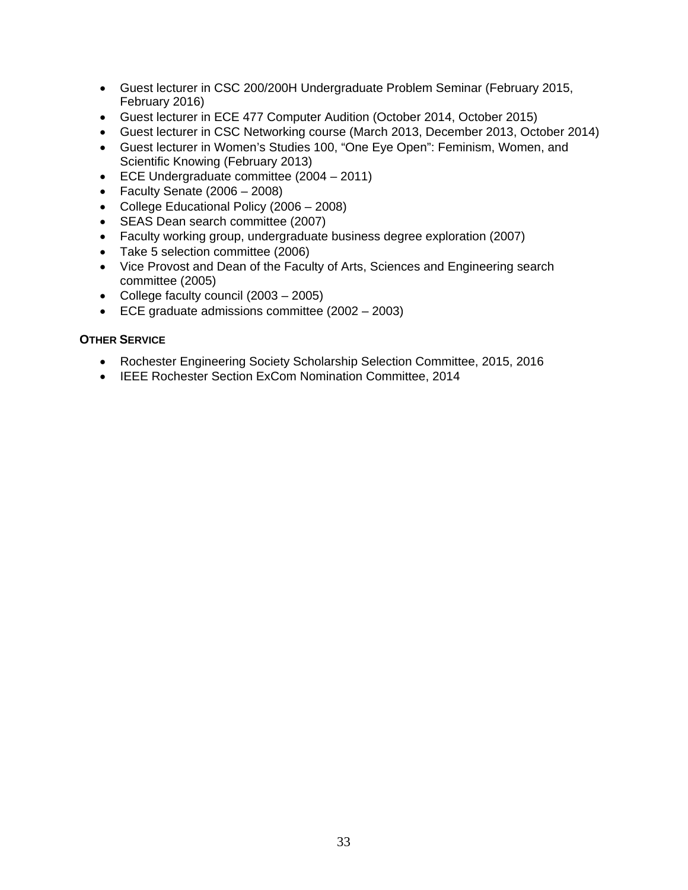- Guest lecturer in CSC 200/200H Undergraduate Problem Seminar (February 2015, February 2016)
- Guest lecturer in ECE 477 Computer Audition (October 2014, October 2015)
- Guest lecturer in CSC Networking course (March 2013, December 2013, October 2014)
- Guest lecturer in Women's Studies 100, "One Eye Open": Feminism, Women, and Scientific Knowing (February 2013)
- ECE Undergraduate committee (2004 – 2011)
- Faculty Senate (2006 – 2008)
- College Educational Policy (2006 – 2008)
- SEAS Dean search committee (2007)
- Faculty working group, undergraduate business degree exploration (2007)
- Take 5 selection committee (2006)
- Vice Provost and Dean of the Faculty of Arts, Sciences and Engineering search committee (2005)
- College faculty council (2003 – 2005)
- ECE graduate admissions committee (2002 – 2003)

### OTHER SERVICE

- Rochester Engineering Society Scholarship Selection Committee, 2015, 2016
- IEEE Rochester Section ExCom Nomination Committee, 2014